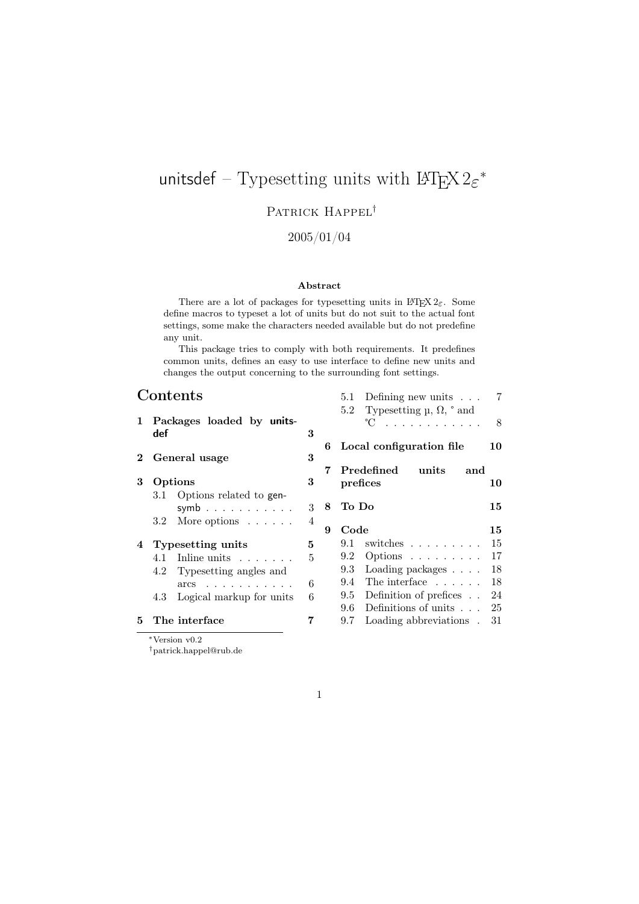# unitsdef – Typesetting units with LaTeX 2ε [*]

Patrick Happel [†]

2005/01/04

**Abstract**

There are a lot of packages for typesetting units in LaTeX 2ε. Some define macros to typeset a lot of units but do not suit to the actual font settings, some make the characters needed available but do not predefine any unit.

This package tries to comply with both requirements. It predefines common units, defines an easy to use interface to define new units and changes the output concerning to the surrounding font settings.

## Contents

- **1 Packages loaded by unitsdef** — 3
- **2 General usage** — 3
- **3 Options** — 3
  - 3.1 Options related to gensymb — 3
  - 3.2 More options — 4
- **4 Typesetting units** — 5
  - 4.1 Inline units — 5
  - 4.2 Typesetting angles and arcs — 6
  - 4.3 Logical markup for units — 6
- **5 The interface** — 7
  - 5.1 Defining new units — 7
  - 5.2 Typesetting µ, Ω, ° and ℃ — 8
- **6 Local configuration file** — 10
- **7 Predefined units and prefices** — 10
- **8 To Do** — 15
- **9 Code** — 15
  - 9.1 switches — 15
  - 9.2 Options — 17
  - 9.3 Loading packages — 18
  - 9.4 The interface — 18
  - 9.5 Definition of prefices — 24
  - 9.6 Definitions of units — 25
  - 9.7 Loading abbreviations — 31

[*] Version v0.2

[†] patrick.happel@rub.de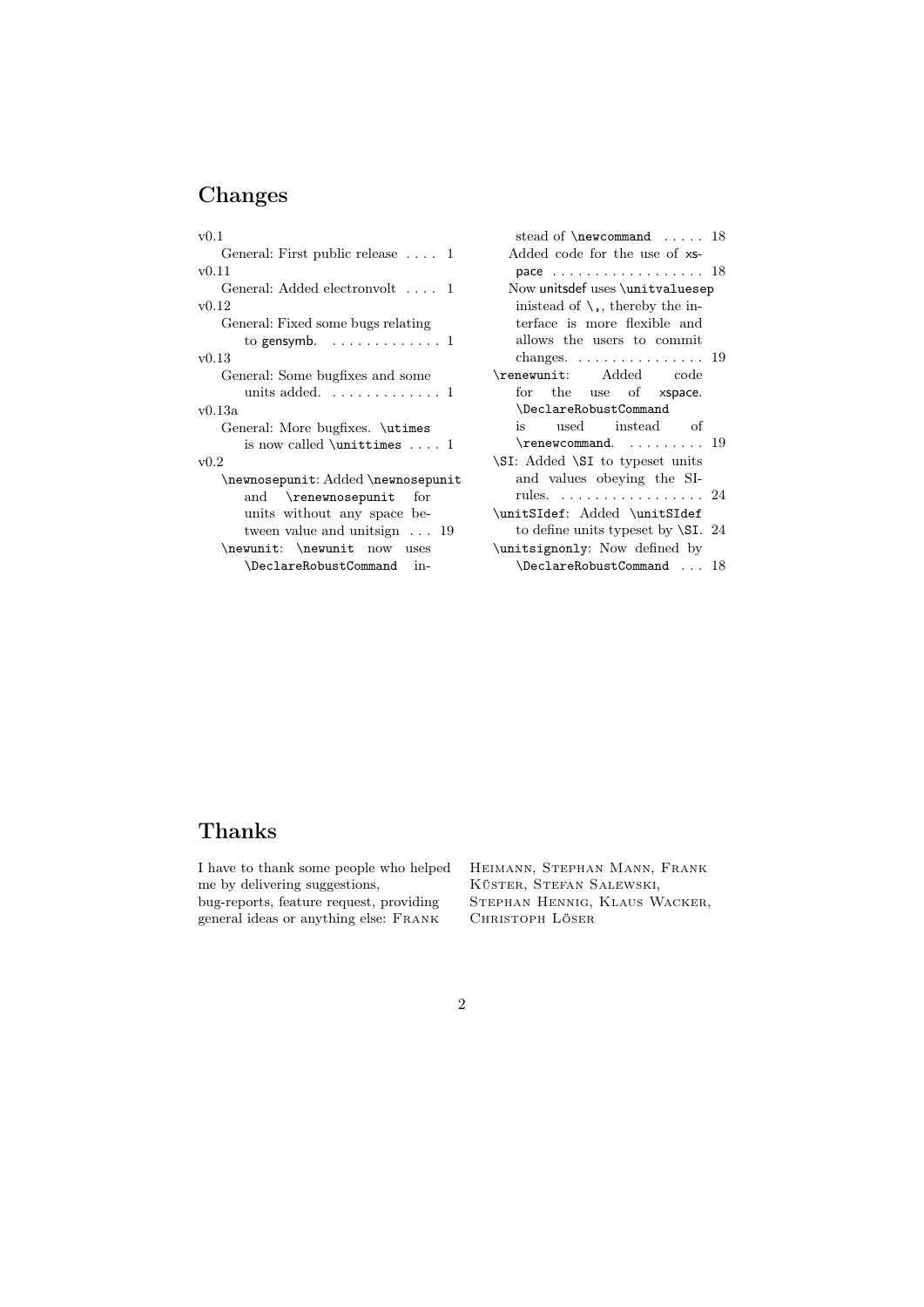## Changes

v0.1
- General: First public release . . . . 1

v0.11
- General: Added electronvolt . . . . 1

v0.12
- General: Fixed some bugs relating to gensymb. . . . . . . . . . . . . 1

v0.13
- General: Some bugfixes and some units added. . . . . . . . . . . . . 1

v0.13a
- General: More bugfixes. `\utimes` is now called `\unittimes` . . . . 1

v0.2
- `\newnosepunit`: Added `\newnosepunit` and `\renewnosepunit` for units without any space between value and unitsign . . . 19
- `\newunit`: `\newunit` now uses `\DeclareRobustCommand` instead of `\newcommand` . . . . . 18
  - Added code for the use of xspace . . . . . . . . . . . . . . . . . . 18
  - Now unitsdef uses `\unitvaluesep` inistead of `\,`, thereby the interface is more flexible and allows the users to commit changes. . . . . . . . . . . . . . . 19
- `\renewunit`: Added code for the use of xspace. `\DeclareRobustCommand` is used instead of `\renewcommand`. . . . . . . . . 19
- `\SI`: Added `\SI` to typeset units and values obeying the SI-rules. . . . . . . . . . . . . . . . . . 24
- `\unitSIdef`: Added `\unitSIdef` to define units typeset by `\SI`. 24
- `\unitsignonly`: Now defined by `\DeclareRobustCommand` . . . 18

## Thanks

I have to thank some people who helped me by delivering suggestions, bug-reports, feature request, providing general ideas or anything else: Frank Heimann, Stephan Mann, Frank Küster, Stefan Salewski, Stephan Hennig, Klaus Wacker, Christoph Löser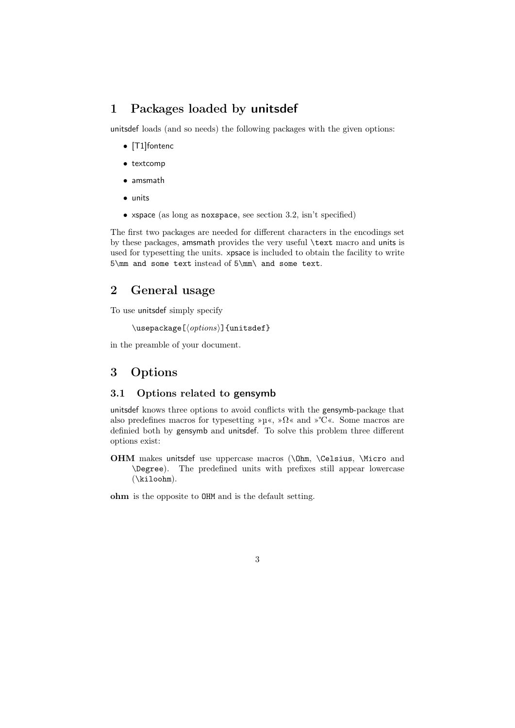# 1 Packages loaded by unitsdef

unitsdef loads (and so needs) the following packages with the given options:

- [T1]fontenc
- textcomp
- amsmath
- units
- xspace (as long as `noxspace`, see section 3.2, isn't specified)

The first two packages are needed for different characters in the encodings set by these packages, amsmath provides the very useful `\text` macro and units is used for typesetting the units. xpsace is included to obtain the facility to write `5\mm and some text` instead of `5\mm\ and some text`.

# 2 General usage

To use unitsdef simply specify

```
\usepackage[⟨options⟩]{unitsdef}
```

in the preamble of your document.

# 3 Options

## 3.1 Options related to gensymb

unitsdef knows three options to avoid conflicts with the gensymb-package that also predefines macros for typesetting »µ«, »Ω« and »℃«. Some macros are definied both by gensymb and unitsdef. To solve this problem three different options exist:

**OHM** makes unitsdef use uppercase macros (`\Ohm`, `\Celsius`, `\Micro` and `\Degree`). The predefined units with prefixes still appear lowercase (`\kiloohm`).

**ohm** is the opposite to `OHM` and is the default setting.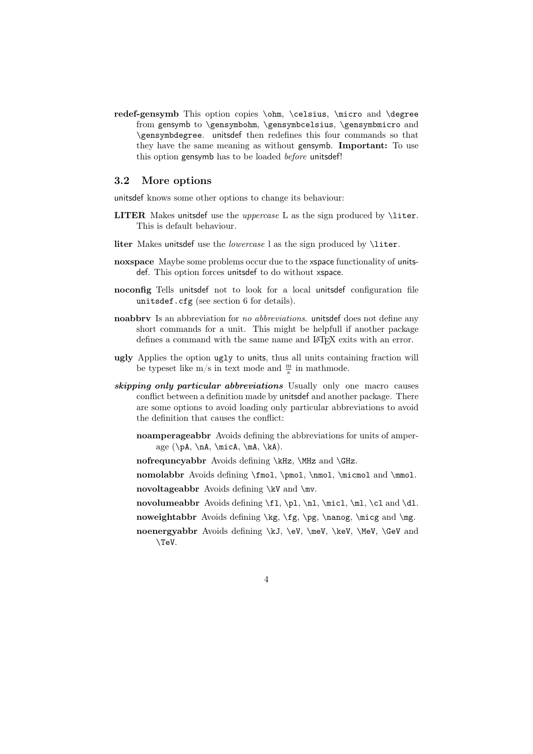**redef-gensymb** This option copies `\ohm`, `\celsius`, `\micro` and `\degree` from gensymb to `\gensymbohm`, `\gensymbcelsius`, `\gensymbmicro` and `\gensymbdegree`. unitsdef then redefines this four commands so that they have the same meaning as without gensymb. **Important:** To use this option gensymb has to be loaded *before* unitsdef!

### 3.2 More options

unitsdef knows some other options to change its behaviour:

**LITER** Makes unitsdef use the *uppercase* L as the sign produced by `\liter`. This is default behaviour.

**liter** Makes unitsdef use the *lowercase* l as the sign produced by `\liter`.

**noxspace** Maybe some problems occur due to the xspace functionality of unitsdef. This option forces unitsdef to do without xspace.

**noconfig** Tells unitsdef not to look for a local unitsdef configuration file `unitsdef.cfg` (see section 6 for details).

**noabbrv** Is an abbreviation for *no abbreviations*. unitsdef does not define any short commands for a unit. This might be helpfull if another package defines a command with the same name and LaTeX exits with an error.

**ugly** Applies the option `ugly` to units, thus all units containing fraction will be typeset like m/s in text mode and $\frac{\mathrm{m}}{\mathrm{s}}$ in mathmode.

***skipping only particular abbreviations*** Usually only one macro causes conflict between a definition made by unitsdef and another package. There are some options to avoid loading only particular abbreviations to avoid the definition that causes the conflict:

- **noamperageabbr** Avoids defining the abbreviations for units of amperage (`\pA`, `\nA`, `\micA`, `\mA`, `\kA`).
- **nofrequncyabbr** Avoids defining `\kHz`, `\MHz` and `\GHz`.
- **nomolabbr** Avoids defining `\fmol`, `\pmol`, `\nmol`, `\micmol` and `\mmol`.
- **novoltageabbr** Avoids defining `\kV` and `\mv`.
- **novolumeabbr** Avoids defining `\fl`, `\pl`, `\nl`, `\micl`, `\ml`, `\cl` and `\dl`.
- **noweightabbr** Avoids defining `\kg`, `\fg`, `\pg`, `\nanog`, `\micg` and `\mg`.
- **noenergyabbr** Avoids defining `\kJ`, `\eV`, `\meV`, `\keV`, `\MeV`, `\GeV` and `\TeV`.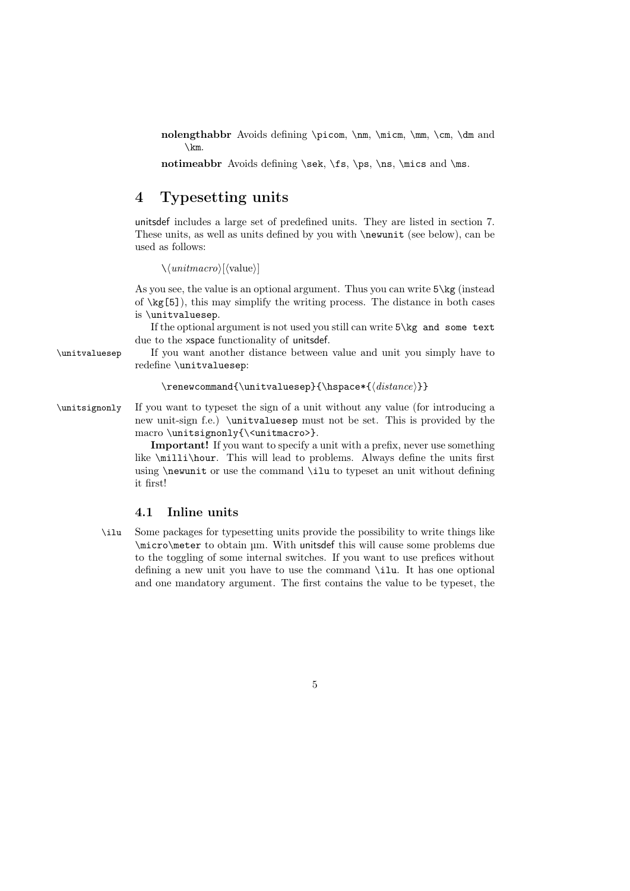**nolengthabbr** Avoids defining `\picom`, `\nm`, `\micm`, `\mm`, `\cm`, `\dm` and `\km`.

**notimeabbr** Avoids defining `\sek`, `\fs`, `\ps`, `\ns`, `\mics` and `\ms`.

# 4 Typesetting units

unitsdef includes a large set of predefined units. They are listed in section 7. These units, as well as units defined by you with `\newunit` (see below), can be used as follows:

\⟨*unitmacro*⟩[⟨value⟩]

As you see, the value is an optional argument. Thus you can write `5\kg` (instead of `\kg[5]`), this may simplify the writing process. The distance in both cases is `\unitvaluesep`.

If the optional argument is not used you still can write `5\kg and some text` due to the xspace functionality of unitsdef.

`\unitvaluesep` If you want another distance between value and unit you simply have to redefine `\unitvaluesep`:

`\renewcommand{\unitvaluesep}{\hspace*{`⟨*distance*⟩`}}`

`\unitsignonly` If you want to typeset the sign of a unit without any value (for introducing a new unit-sign f.e.) `\unitvaluesep` must not be set. This is provided by the macro `\unitsignonly{\<unitmacro>}`.

**Important!** If you want to specify a unit with a prefix, never use something like `\milli\hour`. This will lead to problems. Always define the units first using `\newunit` or use the command `\ilu` to typeset an unit without defining it first!

## 4.1 Inline units

`\ilu` Some packages for typesetting units provide the possibility to write things like `\micro\meter` to obtain µm. With unitsdef this will cause some problems due to the toggling of some internal switches. If you want to use prefices without defining a new unit you have to use the command `\ilu`. It has one optional and one mandatory argument. The first contains the value to be typeset, the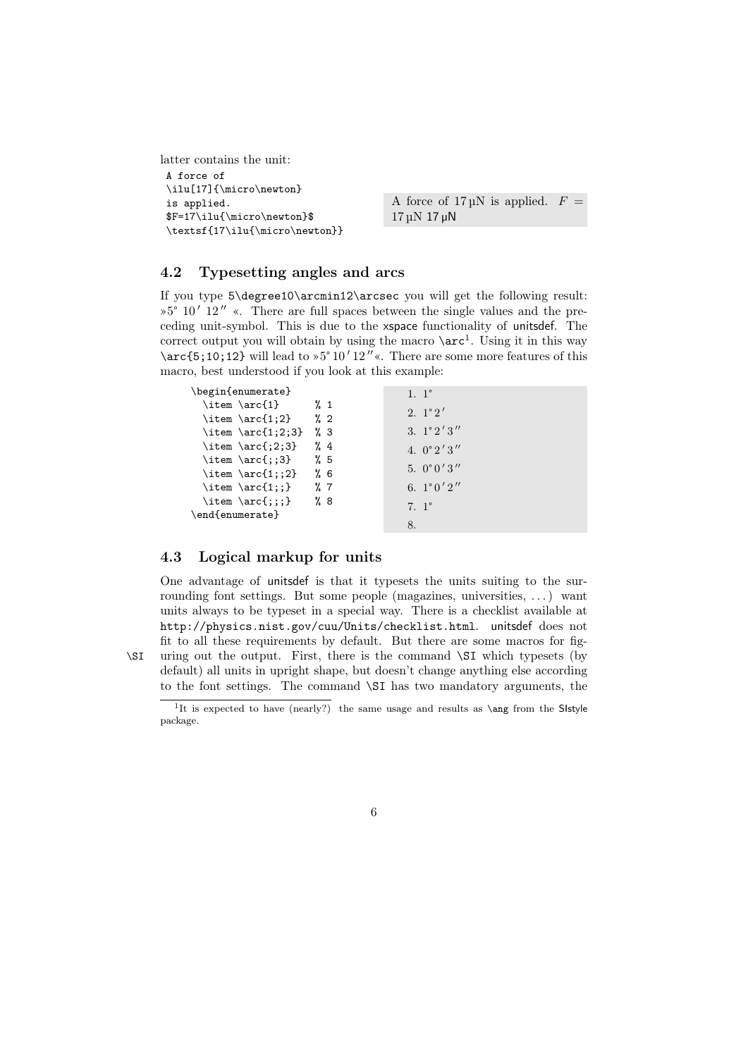latter contains the unit:

```
A force of
\ilu[17]{\micro\newton}
is applied.
$F=17\ilu{\micro\newton}$
\textsf{17\ilu{\micro\newton}}
```

A force of 17 µN is applied. $F = 17\,\mu\mathrm{N}$ 17 µN

## 4.2 Typesetting angles and arcs

If you type `5\degree10\arcmin12\arcsec` you will get the following result: »5° 10′ 12″ «. There are full spaces between the single values and the preceding unit-symbol. This is due to the xspace functionality of unitsdef. The correct output you will obtain by using the macro `\arc`[1]. Using it in this way `\arc{5;10;12}` will lead to »5°10′12″«. There are some more features of this macro, best understood if you look at this example:

```
\begin{enumerate}
  \item \arc{1}      % 1
  \item \arc{1;2}    % 2
  \item \arc{1;2;3}  % 3
  \item \arc{;2;3}   % 4
  \item \arc{;;3}    % 5
  \item \arc{1;;2}   % 6
  \item \arc{1;;}    % 7
  \item \arc{;;;}    % 8
\end{enumerate}
```

1. 1°
2. 1°2′
3. 1°2′3″
4. 0°2′3″
5. 0°0′3″
6. 1°0′2″
7. 1°
8. 

## 4.3 Logical markup for units

One advantage of unitsdef is that it typesets the units suiting to the surrounding font settings. But some people (magazines, universities, ...) want units always to be typeset in a special way. There is a checklist available at `http://physics.nist.gov/cuu/Units/checklist.html`. unitsdef does not fit to all these requirements by default. But there are some macros for figuring out the output. First, there is the command `\SI` which typesets (by default) all units in upright shape, but doesn't change anything else according to the font settings. The command `\SI` has two mandatory arguments, the

[1] It is expected to have (nearly?) the same usage and results as `\ang` from the SIstyle package.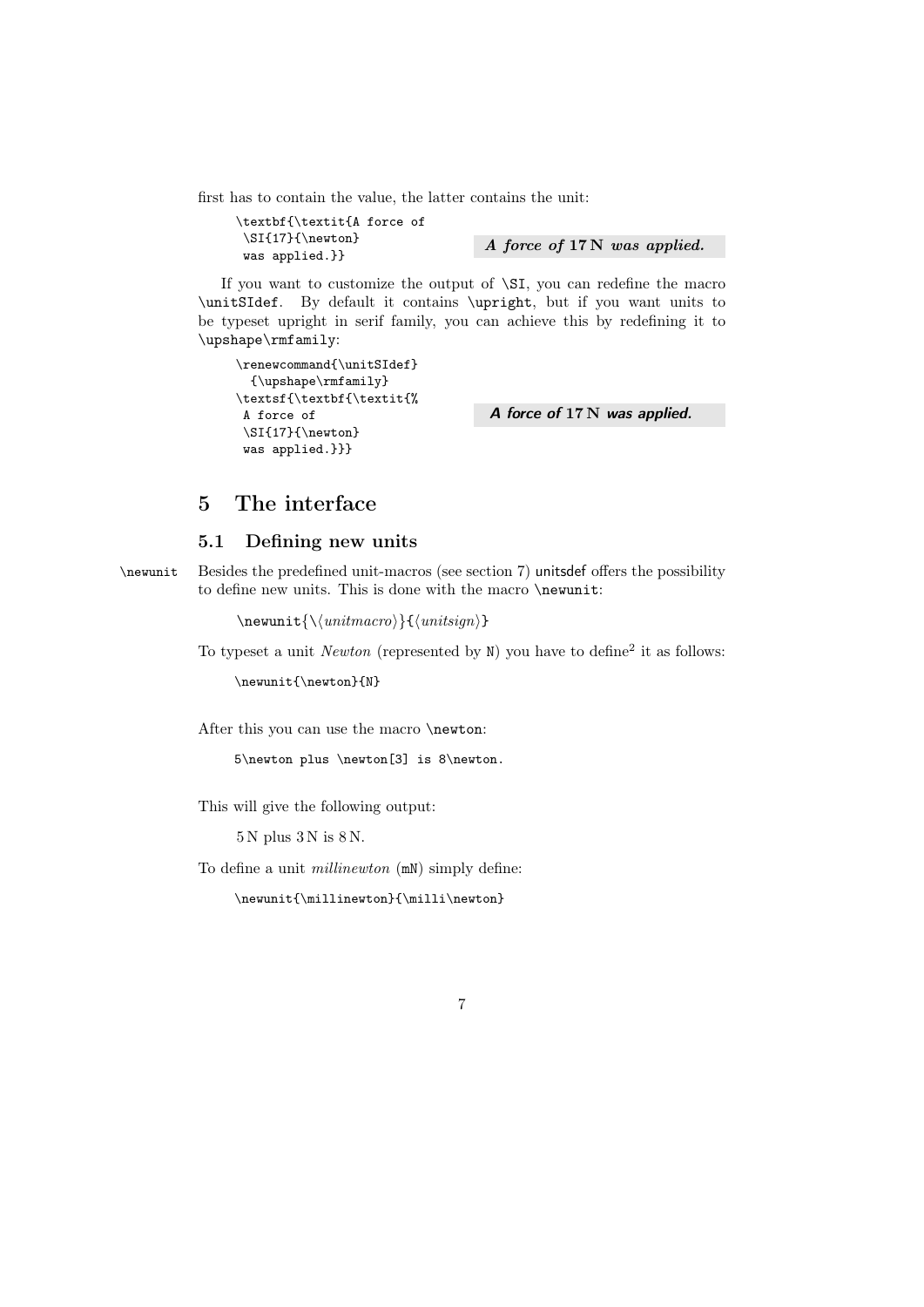first has to contain the value, the latter contains the unit:

```
\textbf{\textit{A force of
 \SI{17}{\newton}
 was applied.}}
```

***A force of 17 N was applied.***

If you want to customize the output of `\SI`, you can redefine the macro `\unitSIdef`. By default it contains `\upright`, but if you want units to be typeset upright in serif family, you can achieve this by redefining it to `\upshape\rmfamily`:

```
\renewcommand{\unitSIdef}
  {\upshape\rmfamily}
\textsf{\textbf{\textit{%
 A force of
 \SI{17}{\newton}
 was applied.}}}
```

***A force of 17 N was applied.***

# 5 The interface

## 5.1 Defining new units

`\newunit` Besides the predefined unit-macros (see section 7) unitsdef offers the possibility to define new units. This is done with the macro `\newunit`:

```
\newunit{\⟨unitmacro⟩}{⟨unitsign⟩}
```

To typeset a unit *Newton* (represented by `N`) you have to define[2] it as follows:

```
\newunit{\newton}{N}
```

After this you can use the macro `\newton`:

```
5\newton plus \newton[3] is 8\newton.
```

This will give the following output:

5 N plus 3 N is 8 N.

To define a unit *millinewton* (`mN`) simply define:

```
\newunit{\millinewton}{\milli\newton}
```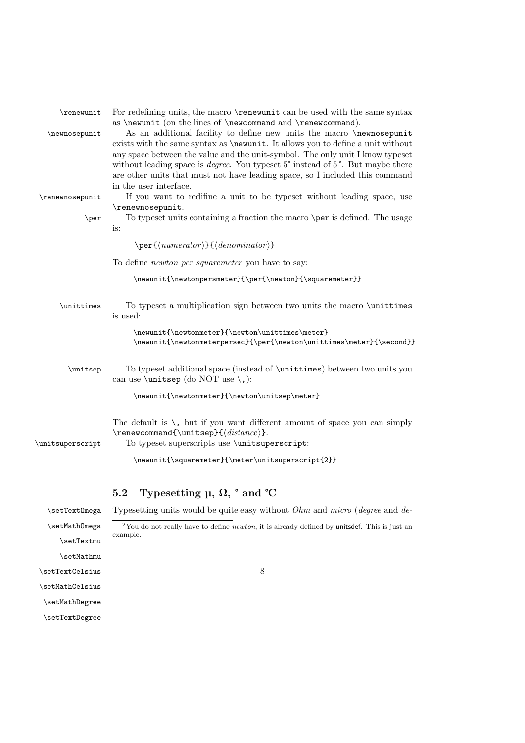`\renewunit` For redefining units, the macro `\renewunit` can be used with the same syntax as `\newunit` (on the lines of `\newcommand` and `\renewcommand`).

`\newnosepunit` As an additional facility to define new units the macro `\newnosepunit` exists with the same syntax as `\newunit`. It allows you to define a unit without any space between the value and the unit-symbol. The only unit I know typeset without leading space is *degree*. You typeset 5° instead of 5 °. But maybe there are other units that must not have leading space, so I included this command in the user interface.

`\renewnosepunit` If you want to redifine a unit to be typeset without leading space, use `\renewnosepunit`.

`\per` To typeset units containing a fraction the macro `\per` is defined. The usage is:

```
\per{⟨numerator⟩}{⟨denominator⟩}
```

To define *newton per squaremeter* you have to say:

```
\newunit{\newtonpersmeter}{\per{\newton}{\squaremeter}}
```

`\unittimes` To typeset a multiplication sign between two units the macro `\unittimes` is used:

```
\newunit{\newtonmeter}{\newton\unittimes\meter}
\newunit{\newtonmeterpersec}{\per{\newton\unittimes\meter}{\second}}
```

`\unitsep` To typeset additional space (instead of `\unittimes`) between two units you can use `\unitsep` (do NOT use `\,`):

```
\newunit{\newtonmeter}{\newton\unitsep\meter}
```

The default is `\,` but if you want different amount of space you can simply `\renewcommand{\unitsep}{⟨distance⟩}`.

`\unitsuperscript` To typeset superscripts use `\unitsuperscript`:

```
\newunit{\squaremeter}{\meter\unitsuperscript{2}}
```

## 5.2 Typesetting µ, Ω, ° and ℃

`\setTextOmega` `\setMathOmega` `\setTextmu` `\setMathmu` `\setTextCelsius` `\setMathCelsius` `\setMathDegree` `\setTextDegree`

Typesetting units would be quite easy without *Ohm* and *micro* (*degree* and *de-*

[2] You do not really have to define *newton*, it is already defined by unitsdef. This is just an example.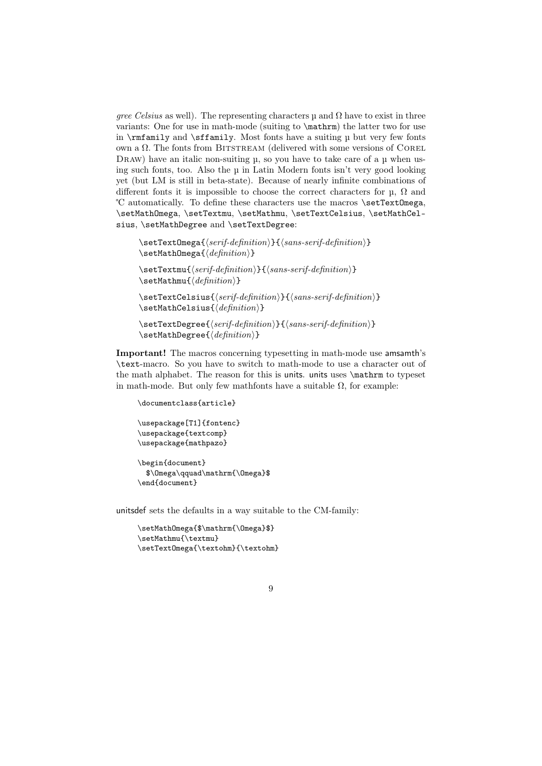*gree Celsius* as well). The representing characters µ and Ω have to exist in three variants: One for use in math-mode (suiting to `\mathrm`) the latter two for use in `\rmfamily` and `\sffamily`. Most fonts have a suiting µ but very few fonts own a Ω. The fonts from Bitstream (delivered with some versions of Corel Draw) have an italic non-suiting µ, so you have to take care of a µ when using such fonts, too. Also the µ in Latin Modern fonts isn't very good looking yet (but LM is still in beta-state). Because of nearly infinite combinations of different fonts it is impossible to choose the correct characters for µ, Ω and ℃ automatically. To define these characters use the macros `\setTextOmega`, `\setMathOmega`, `\setTextmu`, `\setMathmu`, `\setTextCelsius`, `\setMathCelsius`, `\setMathDegree` and `\setTextDegree`:

```
\setTextOmega{⟨serif-definition⟩}{⟨sans-serif-definition⟩}
\setMathOmega{⟨definition⟩}

\setTextmu{⟨serif-definition⟩}{⟨sans-serif-definition⟩}
\setMathmu{⟨definition⟩}

\setTextCelsius{⟨serif-definition⟩}{⟨sans-serif-definition⟩}
\setMathCelsius{⟨definition⟩}

\setTextDegree{⟨serif-definition⟩}{⟨sans-serif-definition⟩}
\setMathDegree{⟨definition⟩}
```

**Important!** The macros concerning typesetting in math-mode use amsamth's `\text`-macro. So you have to switch to math-mode to use a character out of the math alphabet. The reason for this is units. units uses `\mathrm` to typeset in math-mode. But only few mathfonts have a suitable Ω, for example:

```
\documentclass{article}

\usepackage[T1]{fontenc}
\usepackage{textcomp}
\usepackage{mathpazo}

\begin{document}
  $\Omega\qquad\mathrm{\Omega}$
\end{document}
```

unitsdef sets the defaults in a way suitable to the CM-family:

```
\setMathOmega{$\mathrm{\Omega}$}
\setMathmu{\textmu}
\setTextOmega{\textohm}{\textohm}
```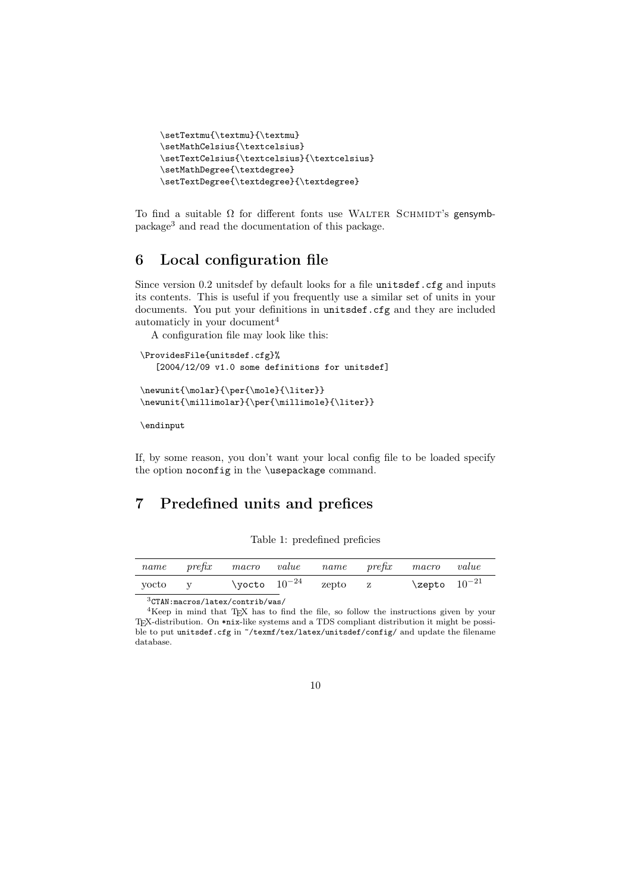```
\setTextmu{\textmu}{\textmu}
\setMathCelsius{\textcelsius}
\setTextCelsius{\textcelsius}{\textcelsius}
\setMathDegree{\textdegree}
\setTextDegree{\textdegree}{\textdegree}
```

To find a suitable Ω for different fonts use Walter Schmidt's gensymb-package[3] and read the documentation of this package.

## 6 Local configuration file

Since version 0.2 unitsdef by default looks for a file `unitsdef.cfg` and inputs its contents. This is useful if you frequently use a similar set of units in your documents. You put your definitions in `unitsdef.cfg` and they are included automaticly in your document[4]

A configuration file may look like this:

```
\ProvidesFile{unitsdef.cfg}%
   [2004/12/09 v1.0 some definitions for unitsdef]

\newunit{\molar}{\per{\mole}{\liter}}
\newunit{\millimolar}{\per{\millimole}{\liter}}

\endinput
```

If, by some reason, you don't want your local config file to be loaded specify the option `noconfig` in the `\usepackage` command.

## 7 Predefined units and prefices

Table 1: predefined preficies

| *name* | *prefix* | *macro* | *value* | *name* | *prefix* | *macro* | *value* |
|---|---|---|---|---|---|---|---|
| yocto | y | `\yocto` | $10^{-24}$ | zepto | z | `\zepto` | $10^{-21}$ |

[3] `CTAN:macros/latex/contrib/was/`

[4] Keep in mind that TeX has to find the file, so follow the instructions given by your TeX-distribution. On `*nix`-like systems and a TDS compliant distribution it might be possible to put `unitsdef.cfg` in `~/texmf/tex/latex/unitsdef/config/` and update the filename database.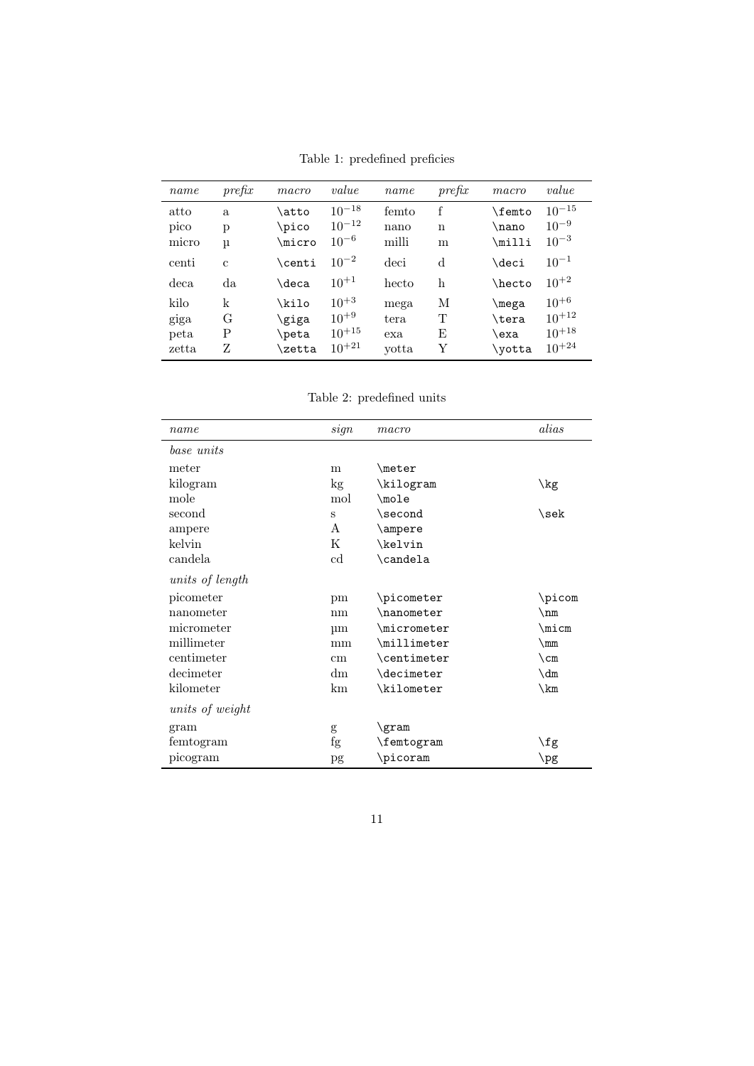Table 1: predefined preficies

| *name* | *prefix* | *macro* | *value* | *name* | *prefix* | *macro* | *value* |
|---|---|---|---|---|---|---|---|
| atto | a | `\atto` | $10^{-18}$ | femto | f | `\femto` | $10^{-15}$ |
| pico | p | `\pico` | $10^{-12}$ | nano | n | `\nano` | $10^{-9}$ |
| micro | µ | `\micro` | $10^{-6}$ | milli | m | `\milli` | $10^{-3}$ |
| centi | c | `\centi` | $10^{-2}$ | deci | d | `\deci` | $10^{-1}$ |
| deca | da | `\deca` | $10^{+1}$ | hecto | h | `\hecto` | $10^{+2}$ |
| kilo | k | `\kilo` | $10^{+3}$ | mega | M | `\mega` | $10^{+6}$ |
| giga | G | `\giga` | $10^{+9}$ | tera | T | `\tera` | $10^{+12}$ |
| peta | P | `\peta` | $10^{+15}$ | exa | E | `\exa` | $10^{+18}$ |
| zetta | Z | `\zetta` | $10^{+21}$ | yotta | Y | `\yotta` | $10^{+24}$ |

Table 2: predefined units

| *name* | *sign* | *macro* | *alias* |
|---|---|---|---|
| *base units* | | | |
| meter | m | `\meter` | |
| kilogram | kg | `\kilogram` | `\kg` |
| mole | mol | `\mole` | |
| second | s | `\second` | `\sek` |
| ampere | A | `\ampere` | |
| kelvin | K | `\kelvin` | |
| candela | cd | `\candela` | |
| *units of length* | | | |
| picometer | pm | `\picometer` | `\picom` |
| nanometer | nm | `\nanometer` | `\nm` |
| micrometer | µm | `\micrometer` | `\micm` |
| millimeter | mm | `\millimeter` | `\mm` |
| centimeter | cm | `\centimeter` | `\cm` |
| decimeter | dm | `\decimeter` | `\dm` |
| kilometer | km | `\kilometer` | `\km` |
| *units of weight* | | | |
| gram | g | `\gram` | |
| femtogram | fg | `\femtogram` | `\fg` |
| picogram | pg | `\picoram` | `\pg` |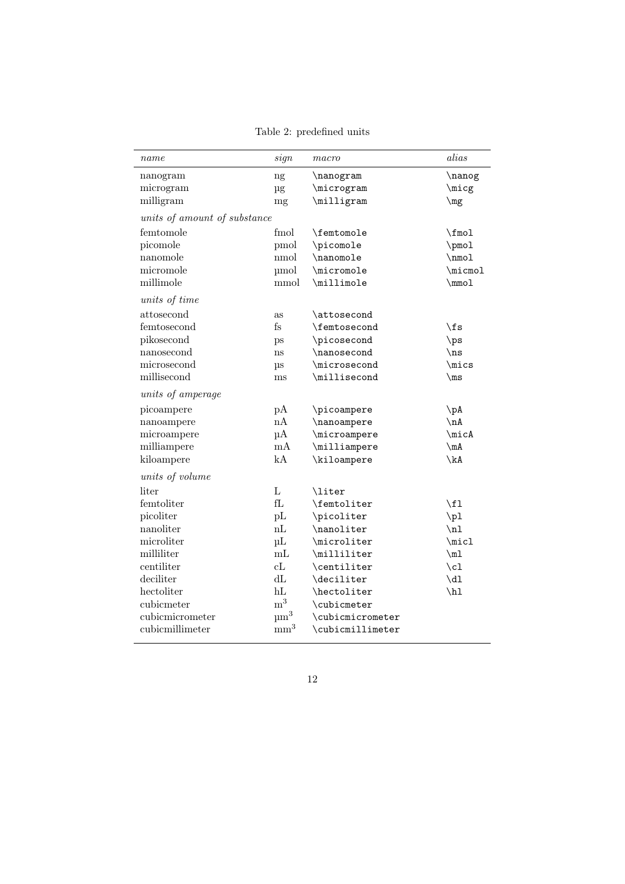Table 2: predefined units

| *name* | *sign* | *macro* | *alias* |
|---|---|---|---|
| nanogram | ng | `\nanogram` | `\nanog` |
| microgram | µg | `\microgram` | `\micg` |
| milligram | mg | `\milligram` | `\mg` |
| *units of amount of substance* | | | |
| femtomole | fmol | `\femtomole` | `\fmol` |
| picomole | pmol | `\picomole` | `\pmol` |
| nanomole | nmol | `\nanomole` | `\nmol` |
| micromole | µmol | `\micromole` | `\micmol` |
| millimole | mmol | `\millimole` | `\mmol` |
| *units of time* | | | |
| attosecond | as | `\attosecond` | |
| femtosecond | fs | `\femtosecond` | `\fs` |
| pikosecond | ps | `\picosecond` | `\ps` |
| nanosecond | ns | `\nanosecond` | `\ns` |
| microsecond | µs | `\microsecond` | `\mics` |
| millisecond | ms | `\millisecond` | `\ms` |
| *units of amperage* | | | |
| picoampere | pA | `\picoampere` | `\pA` |
| nanoampere | nA | `\nanoampere` | `\nA` |
| microampere | µA | `\microampere` | `\micA` |
| milliampere | mA | `\milliampere` | `\mA` |
| kiloampere | kA | `\kiloampere` | `\kA` |
| *units of volume* | | | |
| liter | L | `\liter` | |
| femtoliter | fL | `\femtoliter` | `\fl` |
| picoliter | pL | `\picoliter` | `\pl` |
| nanoliter | nL | `\nanoliter` | `\nl` |
| microliter | µL | `\microliter` | `\micl` |
| milliliter | mL | `\milliliter` | `\ml` |
| centiliter | cL | `\centiliter` | `\cl` |
| deciliter | dL | `\deciliter` | `\dl` |
| hectoliter | hL | `\hectoliter` | `\hl` |
| cubicmeter | $\mathrm{m}^3$ | `\cubicmeter` | |
| cubicmicrometer | $\mathrm{\mu m}^3$ | `\cubicmicrometer` | |
| cubicmillimeter | $\mathrm{mm}^3$ | `\cubicmillimeter` | |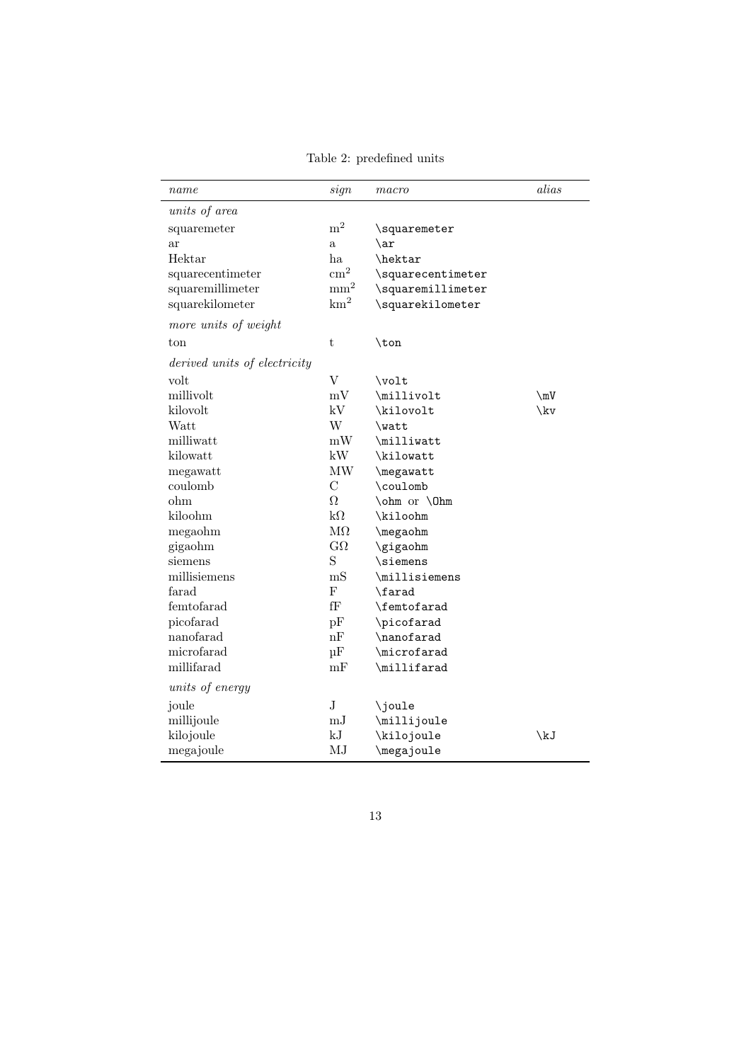Table 2: predefined units

| *name* | *sign* | *macro* | *alias* |
|---|---|---|---|
| *units of area* | | | |
| squaremeter | $\mathrm{m}^2$ | `\squaremeter` | |
| ar | a | `\ar` | |
| Hektar | ha | `\hektar` | |
| squarecentimeter | $\mathrm{cm}^2$ | `\squarecentimeter` | |
| squaremillimeter | $\mathrm{mm}^2$ | `\squaremillimeter` | |
| squarekilometer | $\mathrm{km}^2$ | `\squarekilometer` | |
| *more units of weight* | | | |
| ton | t | `\ton` | |
| *derived units of electricity* | | | |
| volt | V | `\volt` | |
| millivolt | mV | `\millivolt` | `\mV` |
| kilovolt | kV | `\kilovolt` | `\kv` |
| Watt | W | `\watt` | |
| milliwatt | mW | `\milliwatt` | |
| kilowatt | kW | `\kilowatt` | |
| megawatt | MW | `\megawatt` | |
| coulomb | C | `\coulomb` | |
| ohm | Ω | `\ohm` or `\Ohm` | |
| kiloohm | kΩ | `\kiloohm` | |
| megaohm | MΩ | `\megaohm` | |
| gigaohm | GΩ | `\gigaohm` | |
| siemens | S | `\siemens` | |
| millisiemens | mS | `\millisiemens` | |
| farad | F | `\farad` | |
| femtofarad | fF | `\femtofarad` | |
| picofarad | pF | `\picofarad` | |
| nanofarad | nF | `\nanofarad` | |
| microfarad | µF | `\microfarad` | |
| millifarad | mF | `\millifarad` | |
| *units of energy* | | | |
| joule | J | `\joule` | |
| millijoule | mJ | `\millijoule` | |
| kilojoule | kJ | `\kilojoule` | `\kJ` |
| megajoule | MJ | `\megajoule` | |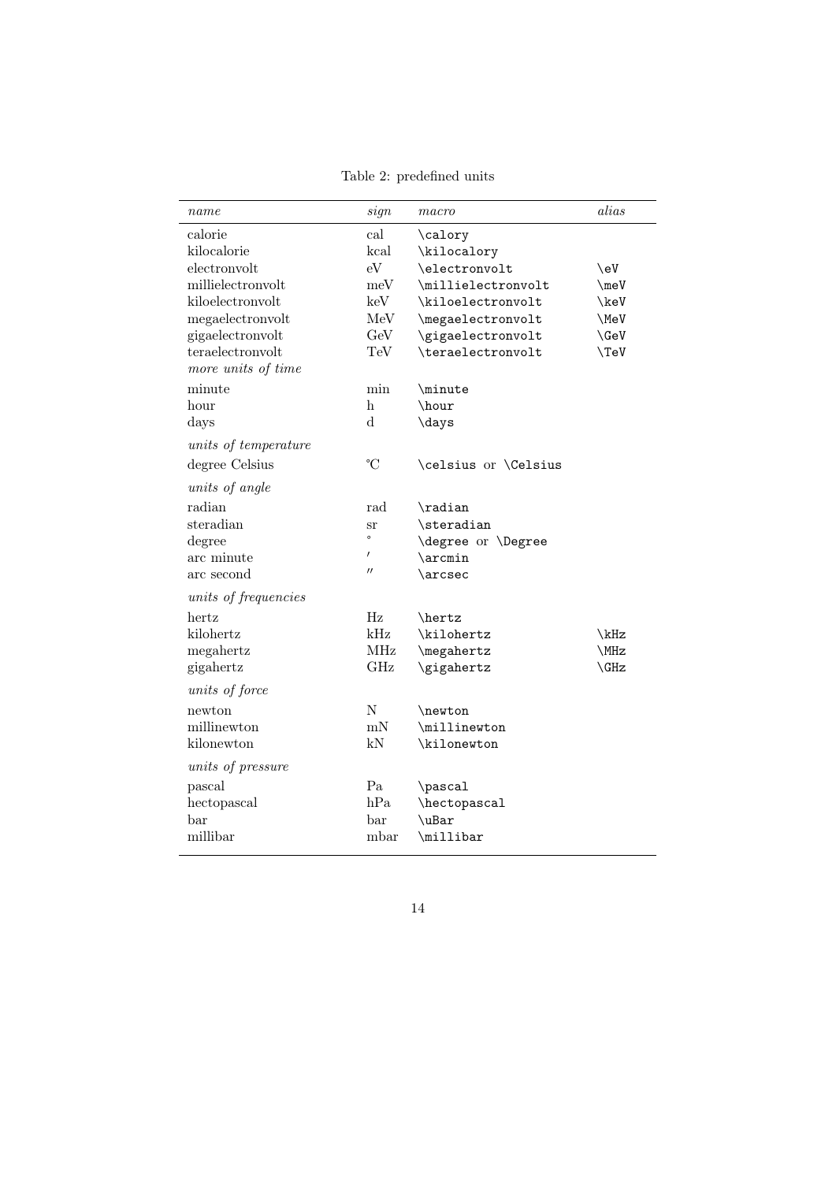Table 2: predefined units

| *name* | *sign* | *macro* | *alias* |
|---|---|---|---|
| calorie | cal | `\calory` | |
| kilocalorie | kcal | `\kilocalory` | |
| electronvolt | eV | `\electronvolt` | `\eV` |
| millielectronvolt | meV | `\millielectronvolt` | `\meV` |
| kiloelectronvolt | keV | `\kiloelectronvolt` | `\keV` |
| megaelectronvolt | MeV | `\megaelectronvolt` | `\MeV` |
| gigaelectronvolt | GeV | `\gigaelectronvolt` | `\GeV` |
| teraelectronvolt | TeV | `\teraelectronvolt` | `\TeV` |
| *more units of time* | | | |
| minute | min | `\minute` | |
| hour | h | `\hour` | |
| days | d | `\days` | |
| *units of temperature* | | | |
| degree Celsius | ℃ | `\celsius` or `\Celsius` | |
| *units of angle* | | | |
| radian | rad | `\radian` | |
| steradian | sr | `\steradian` | |
| degree | ° | `\degree` or `\Degree` | |
| arc minute | ′ | `\arcmin` | |
| arc second | ″ | `\arcsec` | |
| *units of frequencies* | | | |
| hertz | Hz | `\hertz` | |
| kilohertz | kHz | `\kilohertz` | `\kHz` |
| megahertz | MHz | `\megahertz` | `\MHz` |
| gigahertz | GHz | `\gigahertz` | `\GHz` |
| *units of force* | | | |
| newton | N | `\newton` | |
| millinewton | mN | `\millinewton` | |
| kilonewton | kN | `\kilonewton` | |
| *units of pressure* | | | |
| pascal | Pa | `\pascal` | |
| hectopascal | hPa | `\hectopascal` | |
| bar | bar | `\uBar` | |
| millibar | mbar | `\millibar` | |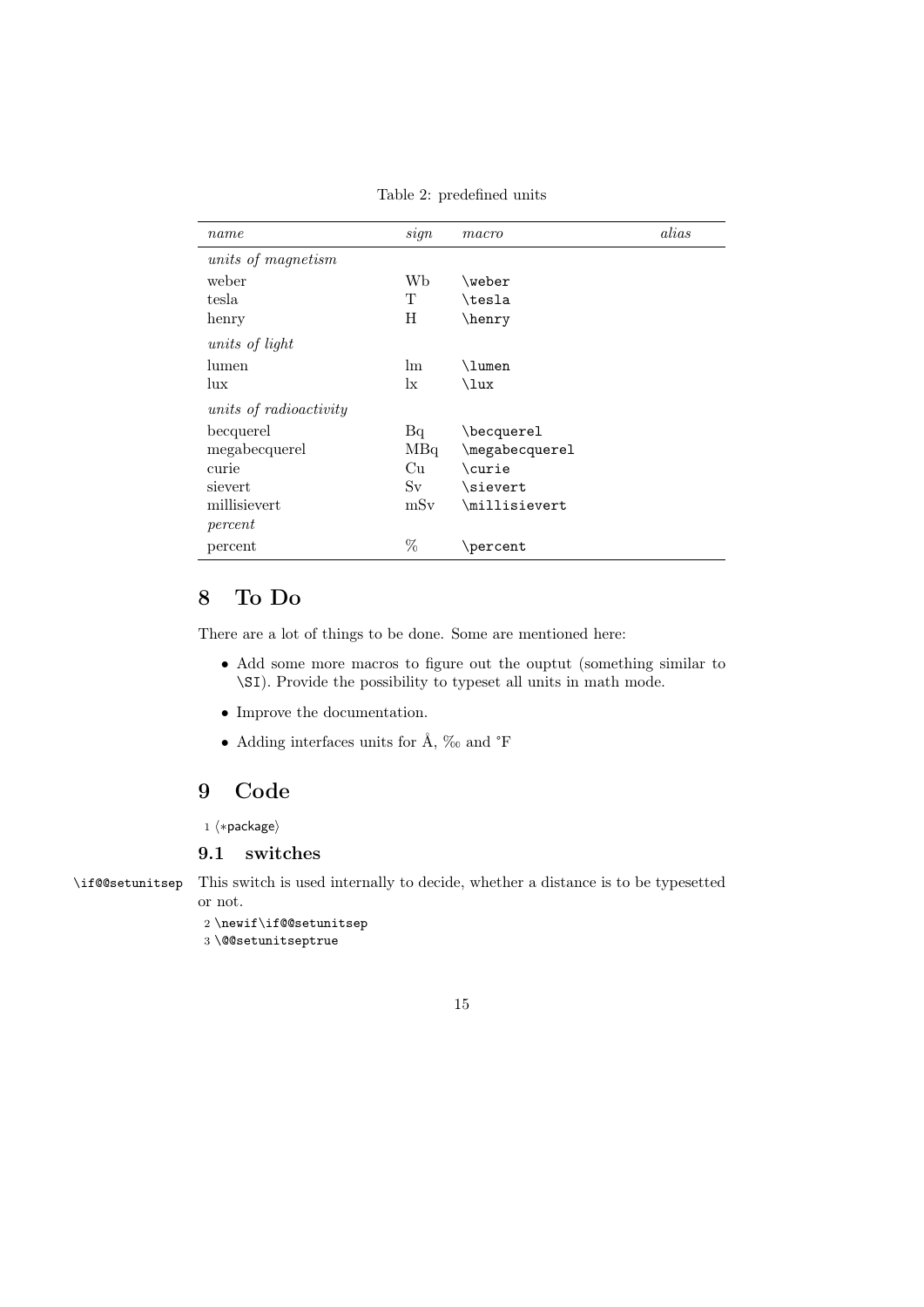Table 2: predefined units

| *name* | *sign* | *macro* | *alias* |
|---|---|---|---|
| *units of magnetism* | | | |
| weber | Wb | `\weber` | |
| tesla | T | `\tesla` | |
| henry | H | `\henry` | |
| *units of light* | | | |
| lumen | lm | `\lumen` | |
| lux | lx | `\lux` | |
| *units of radioactivity* | | | |
| becquerel | Bq | `\becquerel` | |
| megabecquerel | MBq | `\megabecquerel` | |
| curie | Cu | `\curie` | |
| sievert | Sv | `\sievert` | |
| millisievert | mSv | `\millisievert` | |
| *percent* | | | |
| percent | % | `\percent` | |

# 8 To Do

There are a lot of things to be done. Some are mentioned here:

- Add some more macros to figure out the ouptut (something similar to `\SI`). Provide the possibility to typeset all units in math mode.
- Improve the documentation.
- Adding interfaces units for Å, ‰ and °F

# 9 Code

```
1 ⟨*package⟩
```

## 9.1 switches

`\if@@setunitsep` This switch is used internally to decide, whether a distance is to be typesetted or not.

```
2 \newif\if@@setunitsep
3 \@@setunitseptrue
```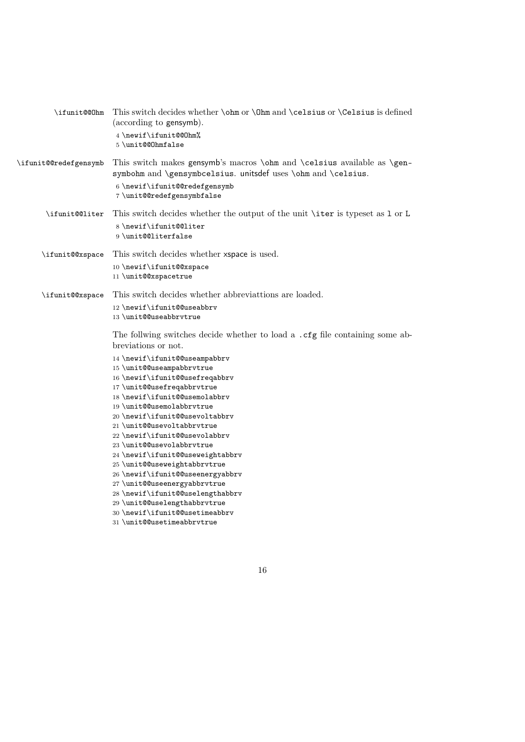`\ifunit@@Ohm` This switch decides whether `\ohm` or `\Ohm` and `\celsius` or `\Celsius` is defined (according to gensymb).

```
4 \newif\ifunit@@Ohm%
5 \unit@@Ohmfalse
```

`\ifunit@@redefgensymb` This switch makes gensymb's macros `\ohm` and `\celsius` available as `\gensymbohm` and `\gensymbcelsius`. unitsdef uses `\ohm` and `\celsius`.

```
6 \newif\ifunit@@redefgensymb
7 \unit@@redefgensymbfalse
```

`\ifunit@@liter` This switch decides whether the output of the unit `\iter` is typeset as `l` or `L`

```
8 \newif\ifunit@@liter
9 \unit@@literfalse
```

`\ifunit@@xspace` This switch decides whether xspace is used.

```
10 \newif\ifunit@@xspace
11 \unit@@xspacetrue
```

`\ifunit@@xspace` This switch decides whether abbreviattions are loaded.

```
12 \newif\ifunit@@useabbrv
13 \unit@@useabbrvtrue
```

The follwing switches decide whether to load a `.cfg` file containing some abbreviations or not.

```
14 \newif\ifunit@@useampabbrv
15 \unit@@useampabbrvtrue
16 \newif\ifunit@@usefreqabbrv
17 \unit@@usefreqabbrvtrue
18 \newif\ifunit@@usemolabbrv
19 \unit@@usemolabbrvtrue
20 \newif\ifunit@@usevoltabbrv
21 \unit@@usevoltabbrvtrue
22 \newif\ifunit@@usevolabbrv
23 \unit@@usevolabbrvtrue
24 \newif\ifunit@@useweightabbrv
25 \unit@@useweightabbrvtrue
26 \newif\ifunit@@useenergyabbrv
27 \unit@@useenergyabbrvtrue
28 \newif\ifunit@@uselengthabbrv
29 \unit@@uselengthabbrvtrue
30 \newif\ifunit@@usetimeabbrv
31 \unit@@usetimeabbrvtrue
```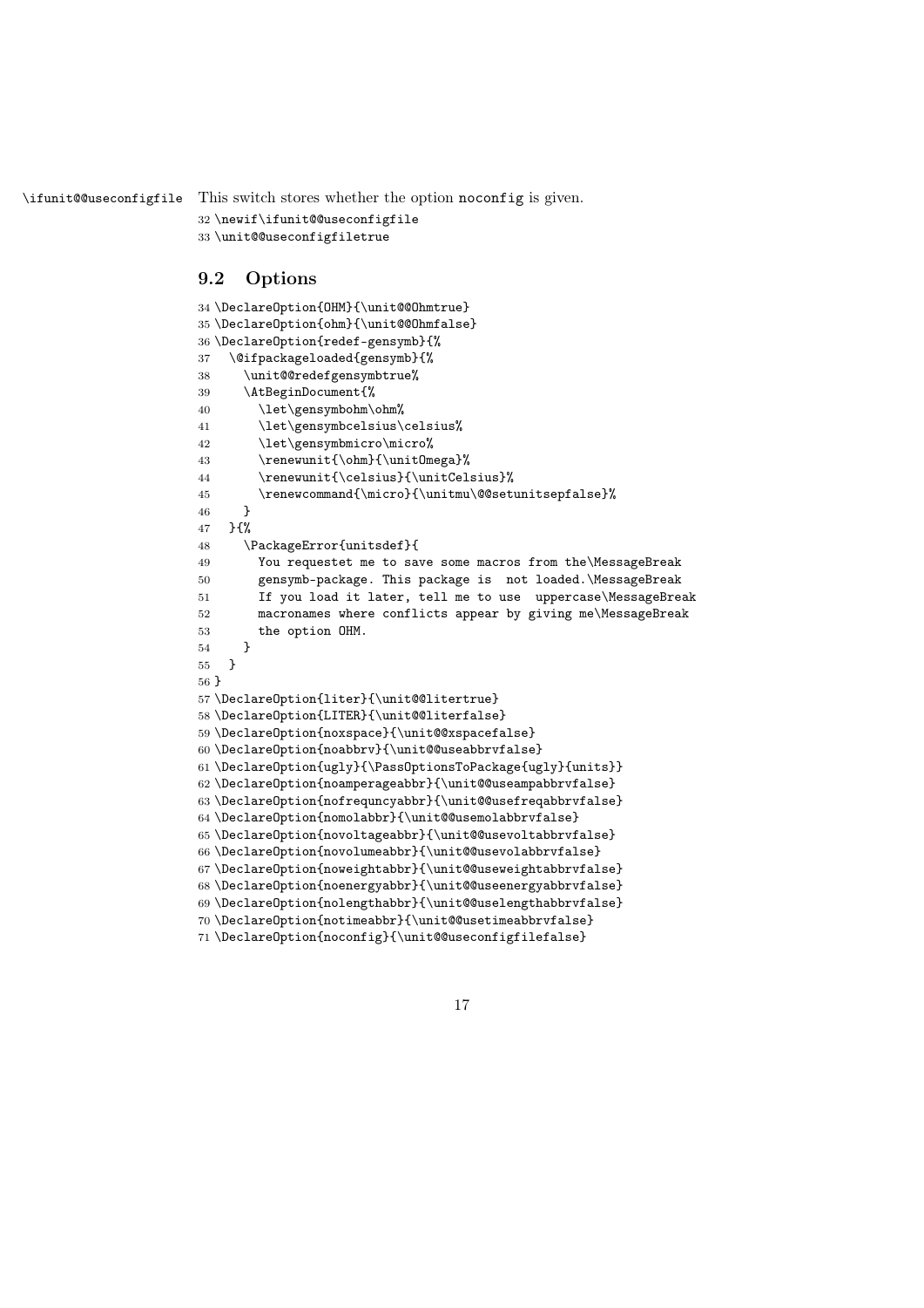\ifunit@@useconfigfile This switch stores whether the option noconfig is given.

```
32 \newif\ifunit@@useconfigfile
33 \unit@@useconfigfiletrue
```

## 9.2 Options

```
34 \DeclareOption{OHM}{\unit@@Ohmtrue}
35 \DeclareOption{ohm}{\unit@@Ohmfalse}
36 \DeclareOption{redef-gensymb}{%
37   \@ifpackageloaded{gensymb}{%
38     \unit@@redefgensymbtrue%
39     \AtBeginDocument{%
40       \let\gensymbohm\ohm%
41       \let\gensymbcelsius\celsius%
42       \let\gensymbmicro\micro%
43       \renewunit{\ohm}{\unitOmega}%
44       \renewunit{\celsius}{\unitCelsius}%
45       \renewcommand{\micro}{\unitmu\@@setunitsepfalse}%
46     }
47   }{%
48     \PackageError{unitsdef}{
49       You requestet me to save some macros from the\MessageBreak
50       gensymb-package. This package is  not loaded.\MessageBreak
51       If you load it later, tell me to use  uppercase\MessageBreak
52       macronames where conflicts appear by giving me\MessageBreak
53       the option OHM.
54     }
55   }
56 }
57 \DeclareOption{liter}{\unit@@litertrue}
58 \DeclareOption{LITER}{\unit@@literfalse}
59 \DeclareOption{noxspace}{\unit@@xspacefalse}
60 \DeclareOption{noabbrv}{\unit@@useabbrvfalse}
61 \DeclareOption{ugly}{\PassOptionsToPackage{ugly}{units}}
62 \DeclareOption{noamperageabbr}{\unit@@useampabbrvfalse}
63 \DeclareOption{nofrequncyabbr}{\unit@@usefreqabbrvfalse}
64 \DeclareOption{nomolabbr}{\unit@@usemolabbrvfalse}
65 \DeclareOption{novoltageabbr}{\unit@@usevoltabbrvfalse}
66 \DeclareOption{novolumeabbr}{\unit@@usevolabbrvfalse}
67 \DeclareOption{noweightabbr}{\unit@@useweightabbrvfalse}
68 \DeclareOption{noenergyabbr}{\unit@@useenergyabbrvfalse}
69 \DeclareOption{nolengthabbr}{\unit@@uselengthabbrvfalse}
70 \DeclareOption{notimeabbr}{\unit@@usetimeabbrvfalse}
71 \DeclareOption{noconfig}{\unit@@useconfigfilefalse}
```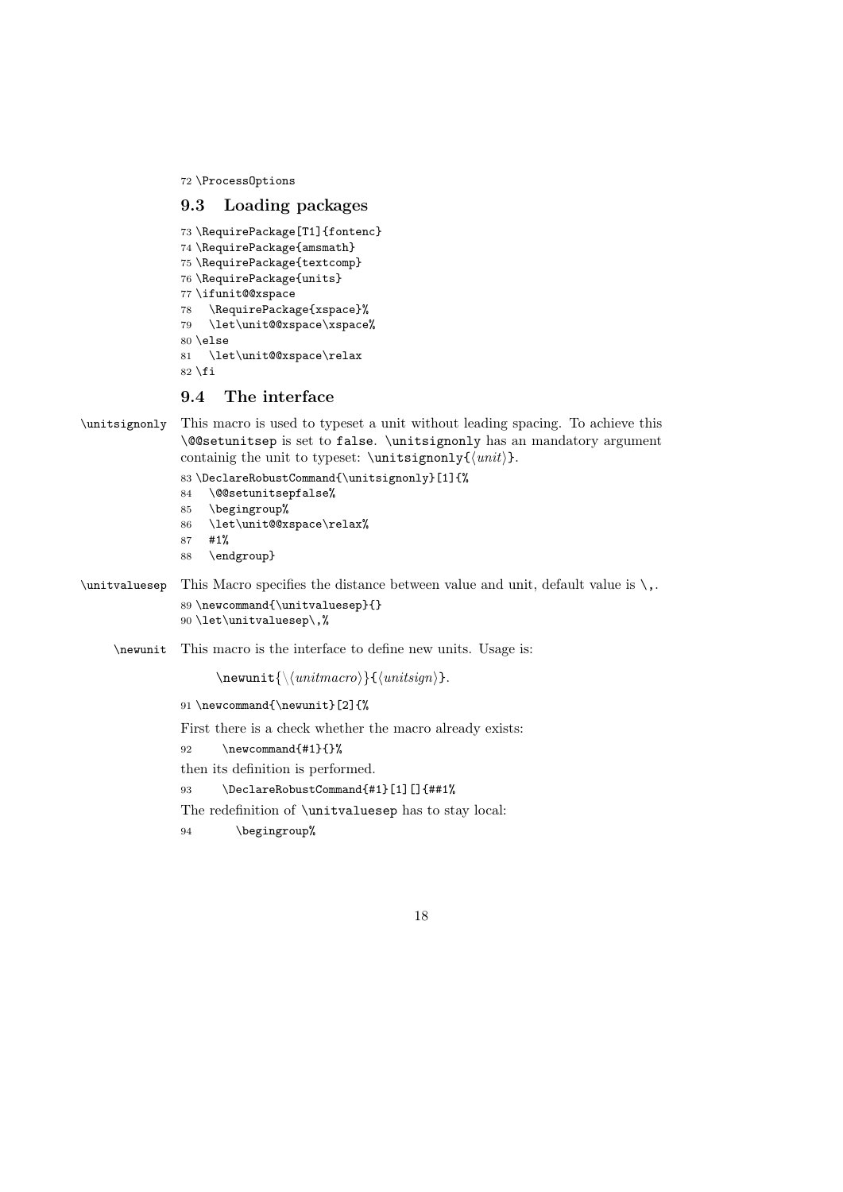```
72 \ProcessOptions
```

### 9.3 Loading packages

```
73 \RequirePackage[T1]{fontenc}
74 \RequirePackage{amsmath}
75 \RequirePackage{textcomp}
76 \RequirePackage{units}
77 \ifunit@@xspace
78   \RequirePackage{xspace}%
79   \let\unit@@xspace\xspace%
80 \else
81   \let\unit@@xspace\relax
82 \fi
```

### 9.4 The interface

`\unitsignonly` This macro is used to typeset a unit without leading spacing. To achieve this `\@@setunitsep` is set to `false`. `\unitsignonly` has an mandatory argument containig the unit to typeset: `\unitsignonly{`⟨*unit*⟩`}`.

```
83 \DeclareRobustCommand{\unitsignonly}[1]{%
84   \@@setunitsepfalse%
85   \begingroup%
86   \let\unit@@xspace\relax%
87   #1%
88   \endgroup}
```

`\unitvaluesep` This Macro specifies the distance between value and unit, default value is `\,`.

```
89 \newcommand{\unitvaluesep}{}
90 \let\unitvaluesep\,%
```

`\newunit` This macro is the interface to define new units. Usage is:

`\newunit{\`⟨*unitmacro*⟩`}{`⟨*unitsign*⟩`}`.

```
91 \newcommand{\newunit}[2]{%
```

First there is a check whether the macro already exists:

```
92     \newcommand{#1}{}%
```

then its definition is performed.

```
93     \DeclareRobustCommand{#1}[1][]{##1%
```

The redefinition of `\unitvaluesep` has to stay local:

```
94       \begingroup%
```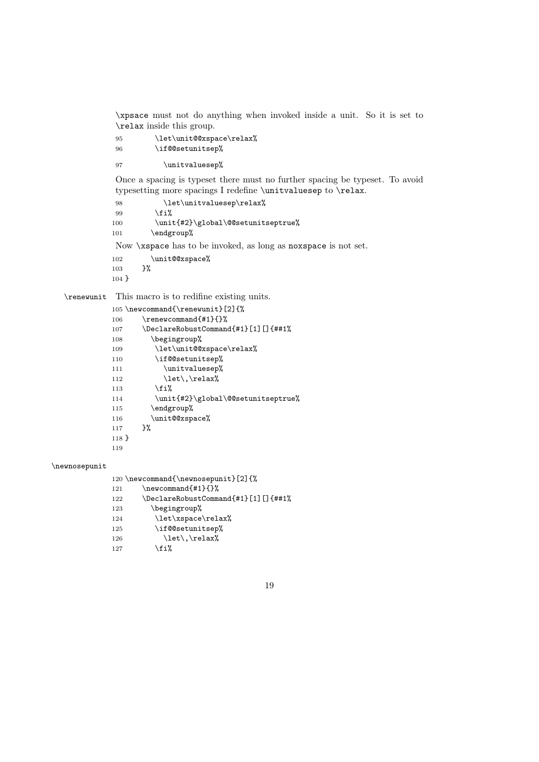\xpsace must not do anything when invoked inside a unit. So it is set to \relax inside this group.

```
95        \let\unit@@xspace\relax%
96        \if@@setunitsep%
97          \unitvaluesep%
```

Once a spacing is typeset there must no further spacing be typeset. To avoid typesetting more spacings I redefine \unitvaluesep to \relax.

```
98          \let\unitvaluesep\relax%
99        \fi%
100       \unit{#2}\global\@@setunitseptrue%
101      \endgroup%
```

Now \xspace has to be invoked, as long as noxspace is not set.

```
102      \unit@@xspace%
103    }%
104 }
```

\renewunit This macro is to redifine existing units.

```
105 \newcommand{\renewunit}[2]{%
106    \renewcommand{#1}{}%
107    \DeclareRobustCommand{#1}[1][]{##1%
108      \begingroup%
109        \let\unit@@xspace\relax%
110        \if@@setunitsep%
111          \unitvaluesep%
112          \let\,\relax%
113        \fi%
114        \unit{#2}\global\@@setunitseptrue%
115      \endgroup%
116      \unit@@xspace%
117    }%
118 }
119
```

\newnosepunit

```
120 \newcommand{\newnosepunit}[2]{%
121    \newcommand{#1}{}%
122    \DeclareRobustCommand{#1}[1][]{##1%
123      \begingroup%
124        \let\xspace\relax%
125        \if@@setunitsep%
126          \let\,\relax%
127        \fi%
```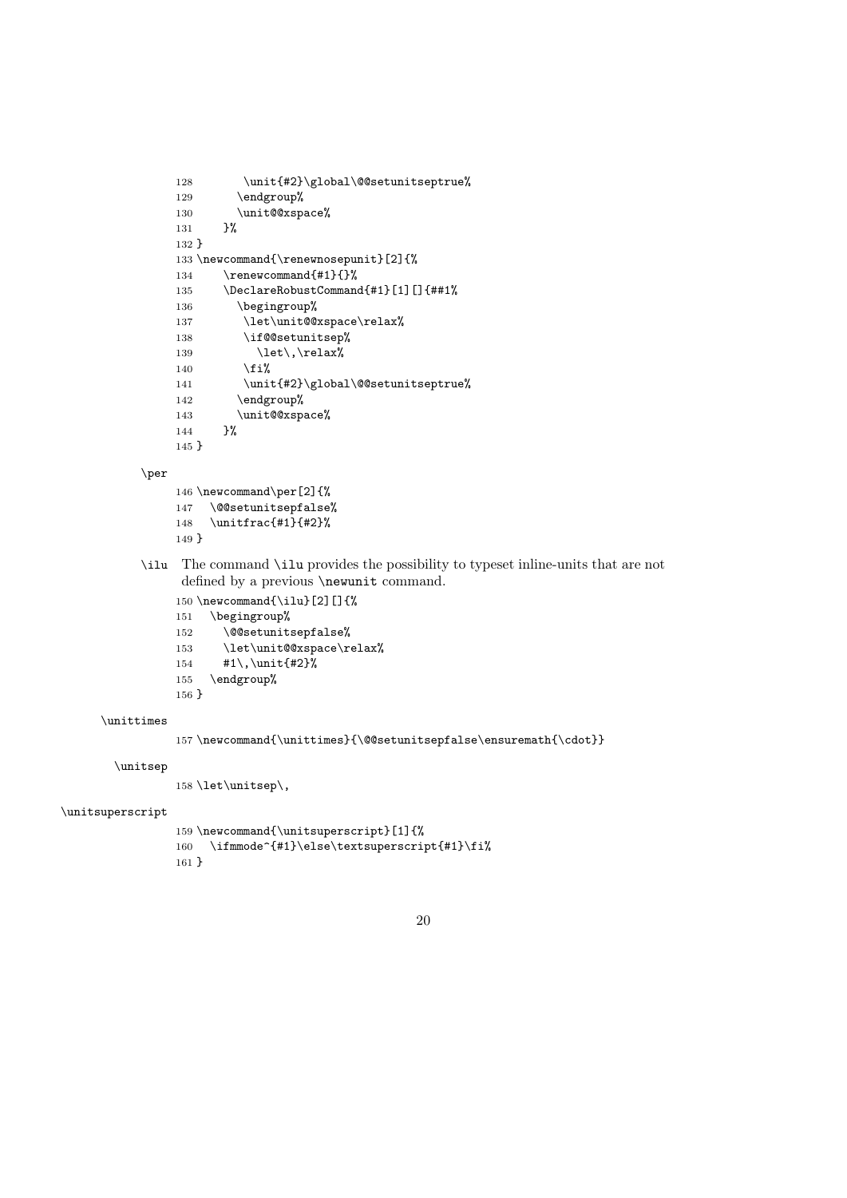```
128         \unit{#2}\global\@@setunitseptrue%
129        \endgroup%
130        \unit@@xspace%
131      }%
132 }
133 \newcommand{\renewnosepunit}[2]{%
134      \renewcommand{#1}{}%
135      \DeclareRobustCommand{#1}[1][]{##1%
136        \begingroup%
137         \let\unit@@xspace\relax%
138         \if@@setunitsep%
139           \let\,\relax%
140         \fi%
141         \unit{#2}\global\@@setunitseptrue%
142        \endgroup%
143        \unit@@xspace%
144      }%
145 }
```

\per

```
146 \newcommand\per[2]{%
147    \@@setunitsepfalse%
148    \unitfrac{#1}{#2}%
149 }
```

\ilu The command \ilu provides the possibility to typeset inline-units that are not defined by a previous \newunit command.

```
150 \newcommand{\ilu}[2][]{%
151    \begingroup%
152      \@@setunitsepfalse%
153      \let\unit@@xspace\relax%
154      #1\,\unit{#2}%
155    \endgroup%
156 }
```

\unittimes

```
157 \newcommand{\unittimes}{\@@setunitsepfalse\ensuremath{\cdot}}
```

\unitsep

```
158 \let\unitsep\,
```

\unitsuperscript

```
159 \newcommand{\unitsuperscript}[1]{%
160    \ifmmode^{#1}\else\textsuperscript{#1}\fi%
161 }
```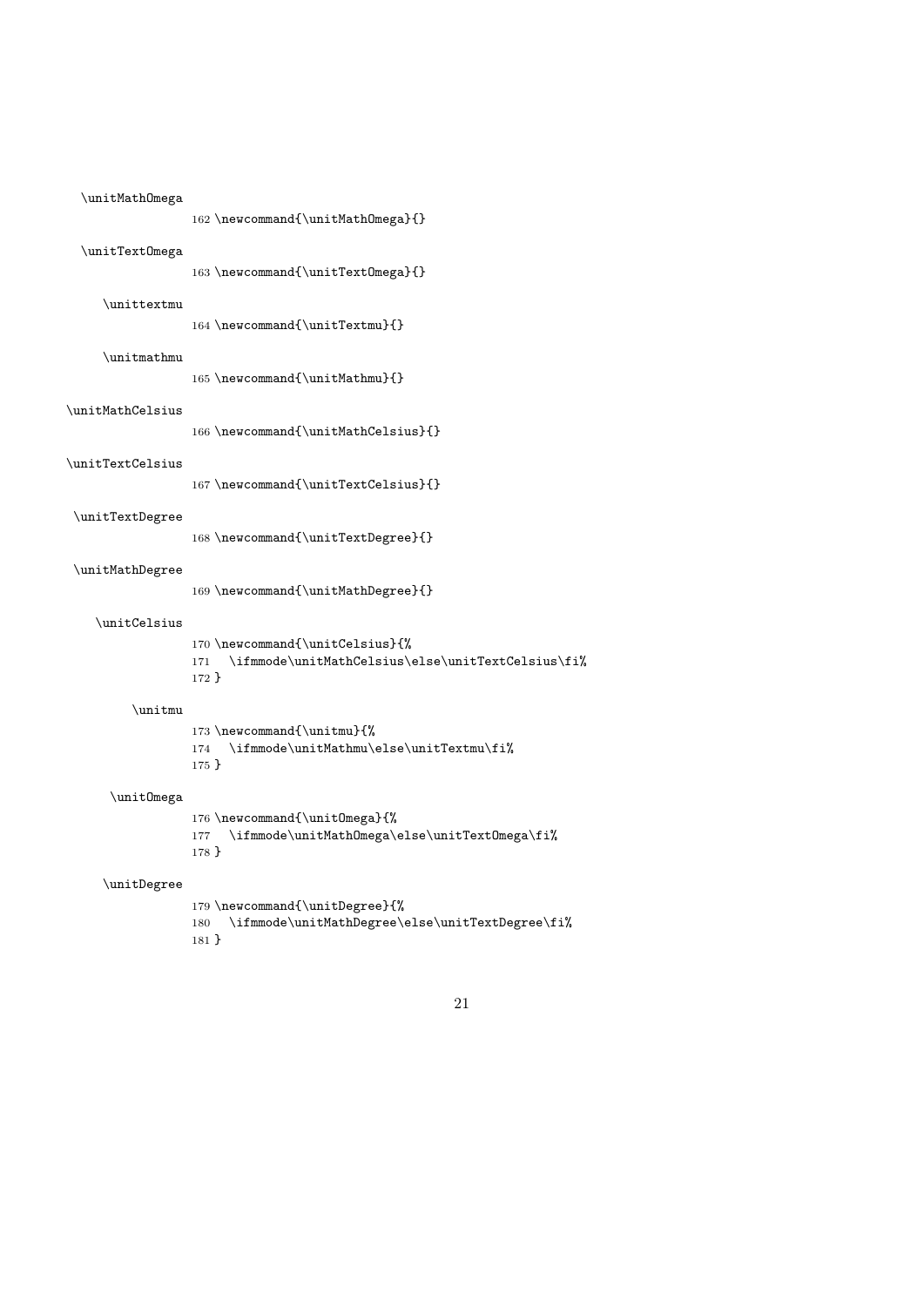\unitMathOmega

```
162 \newcommand{\unitMathOmega}{}
```

\unitTextOmega

```
163 \newcommand{\unitTextOmega}{}
```

\unittextmu

```
164 \newcommand{\unitTextmu}{}
```

\unitmathmu

```
165 \newcommand{\unitMathmu}{}
```

\unitMathCelsius

```
166 \newcommand{\unitMathCelsius}{}
```

\unitTextCelsius

```
167 \newcommand{\unitTextCelsius}{}
```

\unitTextDegree

```
168 \newcommand{\unitTextDegree}{}
```

\unitMathDegree

```
169 \newcommand{\unitMathDegree}{}
```

\unitCelsius

```
170 \newcommand{\unitCelsius}{%
171   \ifmmode\unitMathCelsius\else\unitTextCelsius\fi%
172 }
```

\unitmu

```
173 \newcommand{\unitmu}{%
174   \ifmmode\unitMathmu\else\unitTextmu\fi%
175 }
```

\unitOmega

```
176 \newcommand{\unitOmega}{%
177   \ifmmode\unitMathOmega\else\unitTextOmega\fi%
178 }
```

\unitDegree

```
179 \newcommand{\unitDegree}{%
180   \ifmmode\unitMathDegree\else\unitTextDegree\fi%
181 }
```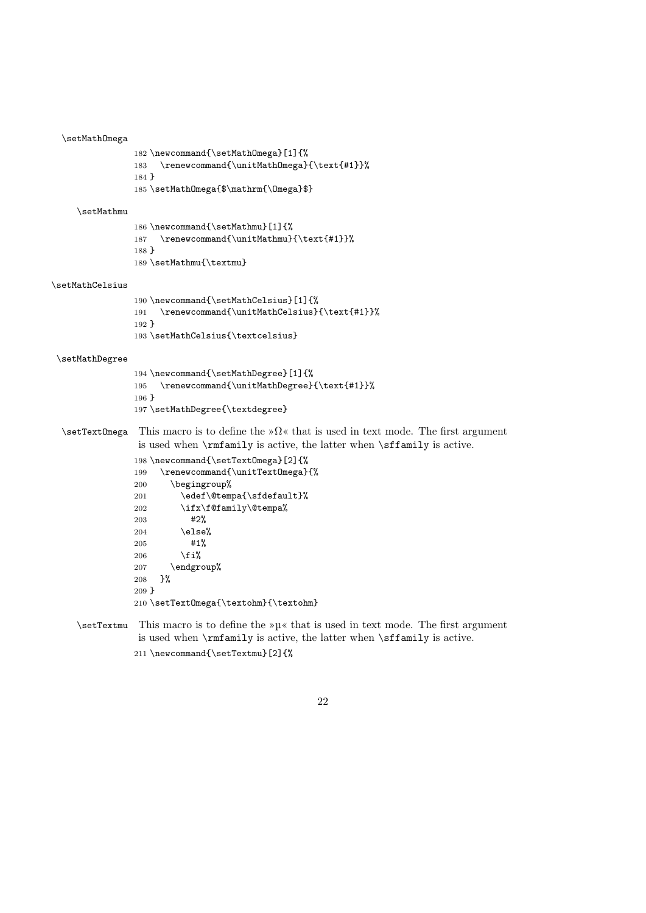\setMathOmega

```
182 \newcommand{\setMathOmega}[1]{%
183   \renewcommand{\unitMathOmega}{\text{#1}}%
184 }
185 \setMathOmega{$\mathrm{\Omega}$}
```

\setMathmu

```
186 \newcommand{\setMathmu}[1]{%
187   \renewcommand{\unitMathmu}{\text{#1}}%
188 }
189 \setMathmu{\textmu}
```

\setMathCelsius

```
190 \newcommand{\setMathCelsius}[1]{%
191   \renewcommand{\unitMathCelsius}{\text{#1}}%
192 }
193 \setMathCelsius{\textcelsius}
```

\setMathDegree

```
194 \newcommand{\setMathDegree}[1]{%
195   \renewcommand{\unitMathDegree}{\text{#1}}%
196 }
197 \setMathDegree{\textdegree}
```

\setTextOmega This macro is to define the »Ω« that is used in text mode. The first argument is used when \rmfamily is active, the latter when \sffamily is active.

```
198 \newcommand{\setTextOmega}[2]{%
199   \renewcommand{\unitTextOmega}{%
200     \begingroup%
201       \edef\@tempa{\sfdefault}%
202       \ifx\f@family\@tempa%
203         #2%
204       \else%
205         #1%
206       \fi%
207     \endgroup%
208   }%
209 }
210 \setTextOmega{\textohm}{\textohm}
```

\setTextmu This macro is to define the »µ« that is used in text mode. The first argument is used when \rmfamily is active, the latter when \sffamily is active.

```
211 \newcommand{\setTextmu}[2]{%
```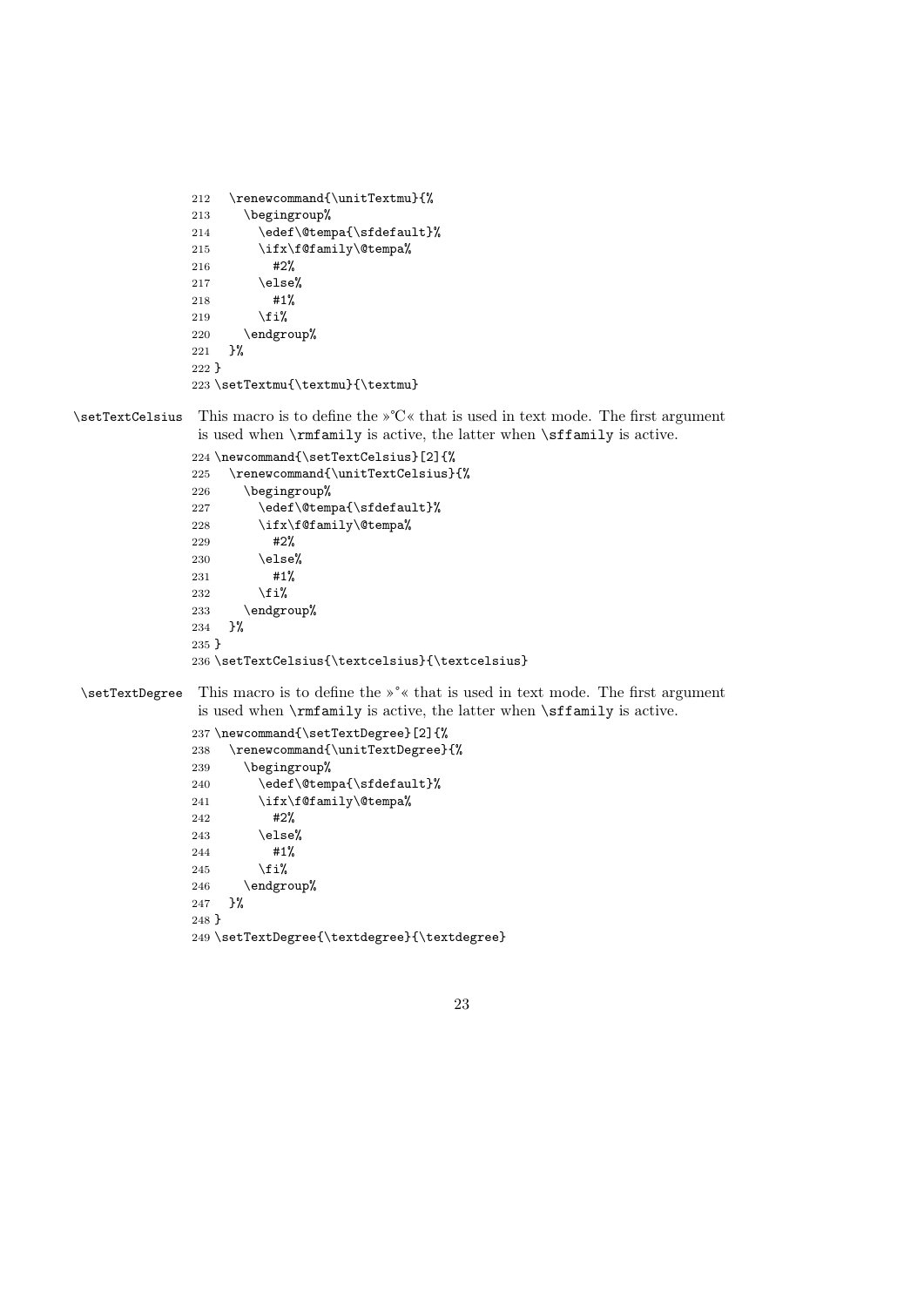```
212   \renewcommand{\unitTextmu}{%
213     \begingroup%
214       \edef\@tempa{\sfdefault}%
215       \ifx\f@family\@tempa%
216         #2%
217       \else%
218         #1%
219       \fi%
220     \endgroup%
221   }%
222 }
223 \setTextmu{\textmu}{\textmu}
```

**\setTextCelsius** This macro is to define the »°C« that is used in text mode. The first argument is used when \rmfamily is active, the latter when \sffamily is active.

```
224 \newcommand{\setTextCelsius}[2]{%
225   \renewcommand{\unitTextCelsius}{%
226     \begingroup%
227       \edef\@tempa{\sfdefault}%
228       \ifx\f@family\@tempa%
229         #2%
230       \else%
231         #1%
232       \fi%
233     \endgroup%
234   }%
235 }
236 \setTextCelsius{\textcelsius}{\textcelsius}
```

**\setTextDegree** This macro is to define the »°« that is used in text mode. The first argument is used when \rmfamily is active, the latter when \sffamily is active.

```
237 \newcommand{\setTextDegree}[2]{%
238   \renewcommand{\unitTextDegree}{%
239     \begingroup%
240       \edef\@tempa{\sfdefault}%
241       \ifx\f@family\@tempa%
242         #2%
243       \else%
244         #1%
245       \fi%
246     \endgroup%
247   }%
248 }
249 \setTextDegree{\textdegree}{\textdegree}
```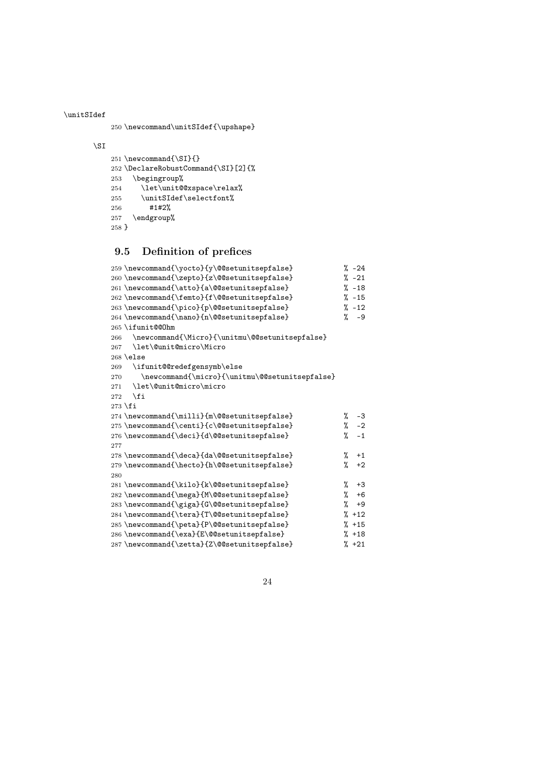\unitSIdef

```
250 \newcommand\unitSIdef{\upshape}
```

\SI

```
251 \newcommand{\SI}{}
252 \DeclareRobustCommand{\SI}[2]{%
253   \begingroup%
254     \let\unit@@xspace\relax%
255     \unitSIdef\selectfont%
256       #1#2%
257   \endgroup%
258 }
```

### 9.5 Definition of prefices

```
259 \newcommand{\yocto}{y\@@setunitsepfalse}            % -24
260 \newcommand{\zepto}{z\@@setunitsepfalse}            % -21
261 \newcommand{\atto}{a\@@setunitsepfalse}             % -18
262 \newcommand{\femto}{f\@@setunitsepfalse}            % -15
263 \newcommand{\pico}{p\@@setunitsepfalse}             % -12
264 \newcommand{\nano}{n\@@setunitsepfalse}             %  -9
265 \ifunit@@Ohm
266   \newcommand{\Micro}{\unitmu\@@setunitsepfalse}
267   \let\@unit@micro\Micro
268 \else
269   \ifunit@@redefgensymb\else
270     \newcommand{\micro}{\unitmu\@@setunitsepfalse}
271   \let\@unit@micro\micro
272   \fi
273 \fi
274 \newcommand{\milli}{m\@@setunitsepfalse}            %  -3
275 \newcommand{\centi}{c\@@setunitsepfalse}            %  -2
276 \newcommand{\deci}{d\@@setunitsepfalse}             %  -1
277
278 \newcommand{\deca}{da\@@setunitsepfalse}            %  +1
279 \newcommand{\hecto}{h\@@setunitsepfalse}            %  +2
280
281 \newcommand{\kilo}{k\@@setunitsepfalse}             %  +3
282 \newcommand{\mega}{M\@@setunitsepfalse}             %  +6
283 \newcommand{\giga}{G\@@setunitsepfalse}             %  +9
284 \newcommand{\tera}{T\@@setunitsepfalse}             % +12
285 \newcommand{\peta}{P\@@setunitsepfalse}             % +15
286 \newcommand{\exa}{E\@@setunitsepfalse}              % +18
287 \newcommand{\zetta}{Z\@@setunitsepfalse}            % +21
```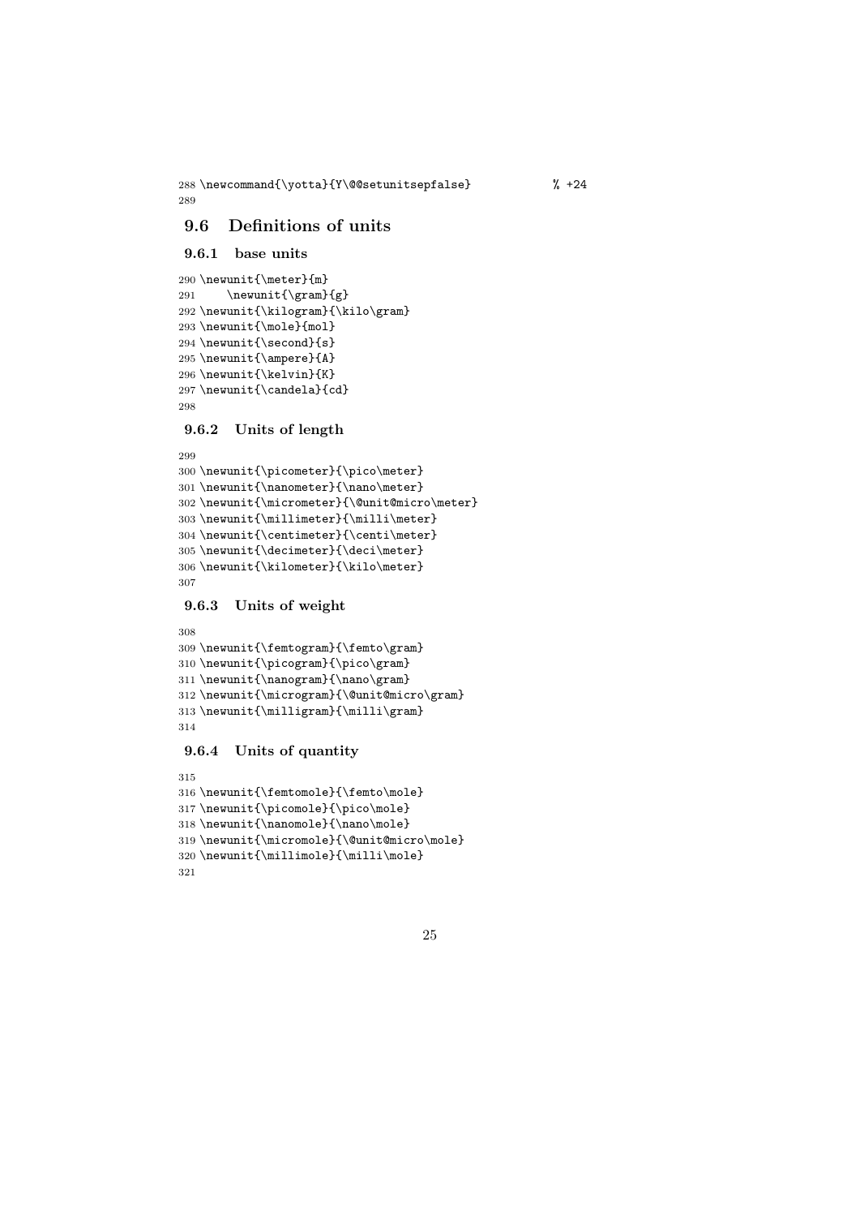```
288 \newcommand{\yotta}{Y\@@setunitsepfalse}            % +24
289
```

## 9.6 Definitions of units

### 9.6.1 base units

```
290 \newunit{\meter}{m}
291     \newunit{\gram}{g}
292 \newunit{\kilogram}{\kilo\gram}
293 \newunit{\mole}{mol}
294 \newunit{\second}{s}
295 \newunit{\ampere}{A}
296 \newunit{\kelvin}{K}
297 \newunit{\candela}{cd}
298
```

### 9.6.2 Units of length

```
299
300 \newunit{\picometer}{\pico\meter}
301 \newunit{\nanometer}{\nano\meter}
302 \newunit{\micrometer}{\@unit@micro\meter}
303 \newunit{\millimeter}{\milli\meter}
304 \newunit{\centimeter}{\centi\meter}
305 \newunit{\decimeter}{\deci\meter}
306 \newunit{\kilometer}{\kilo\meter}
307
```

### 9.6.3 Units of weight

```
308
309 \newunit{\femtogram}{\femto\gram}
310 \newunit{\picogram}{\pico\gram}
311 \newunit{\nanogram}{\nano\gram}
312 \newunit{\microgram}{\@unit@micro\gram}
313 \newunit{\milligram}{\milli\gram}
314
```

### 9.6.4 Units of quantity

```
315
316 \newunit{\femtomole}{\femto\mole}
317 \newunit{\picomole}{\pico\mole}
318 \newunit{\nanomole}{\nano\mole}
319 \newunit{\micromole}{\@unit@micro\mole}
320 \newunit{\millimole}{\milli\mole}
321
```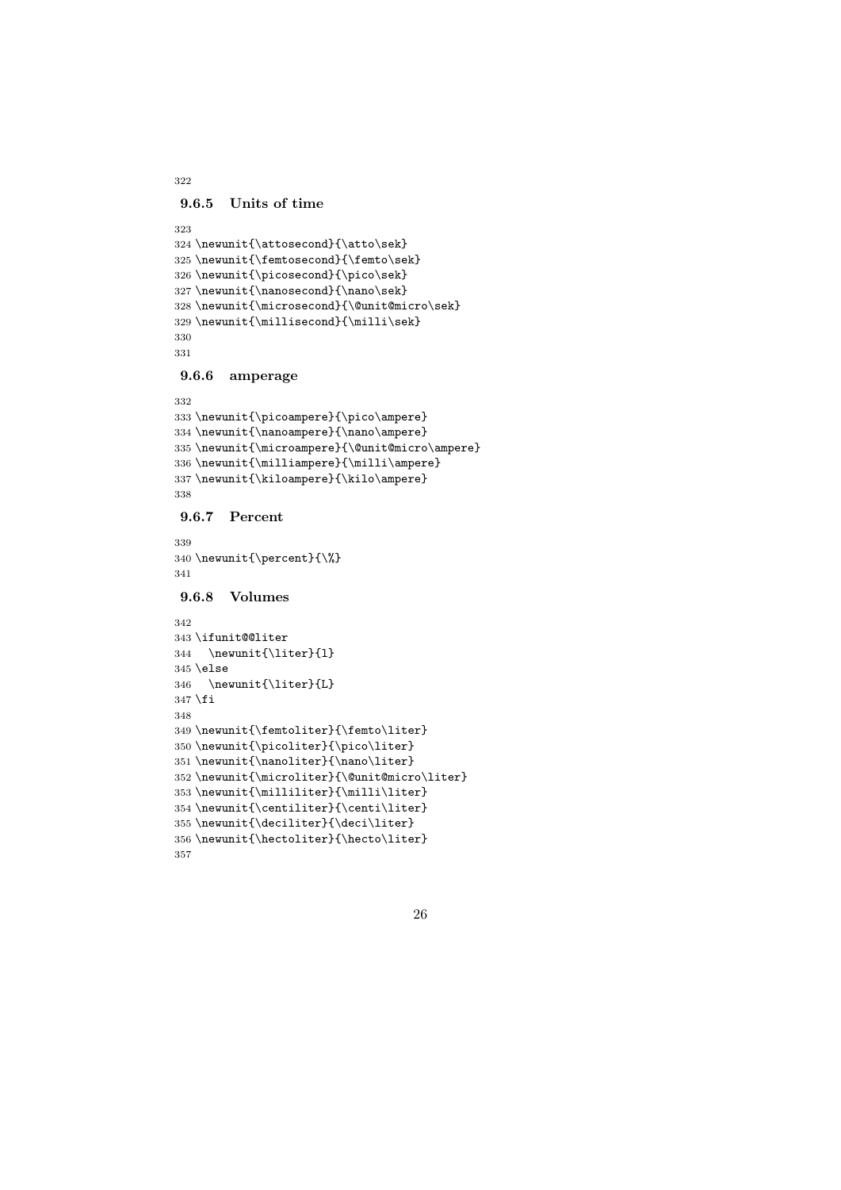```
322
```

### 9.6.5 Units of time

```
323
324 \newunit{\attosecond}{\atto\sek}
325 \newunit{\femtosecond}{\femto\sek}
326 \newunit{\picosecond}{\pico\sek}
327 \newunit{\nanosecond}{\nano\sek}
328 \newunit{\microsecond}{\@unit@micro\sek}
329 \newunit{\millisecond}{\milli\sek}
330
331
```

### 9.6.6 amperage

```
332
333 \newunit{\picoampere}{\pico\ampere}
334 \newunit{\nanoampere}{\nano\ampere}
335 \newunit{\microampere}{\@unit@micro\ampere}
336 \newunit{\milliampere}{\milli\ampere}
337 \newunit{\kiloampere}{\kilo\ampere}
338
```

### 9.6.7 Percent

```
339
340 \newunit{\percent}{\%}
341
```

### 9.6.8 Volumes

```
342
343 \ifunit@@liter
344   \newunit{\liter}{l}
345 \else
346   \newunit{\liter}{L}
347 \fi
348
349 \newunit{\femtoliter}{\femto\liter}
350 \newunit{\picoliter}{\pico\liter}
351 \newunit{\nanoliter}{\nano\liter}
352 \newunit{\microliter}{\@unit@micro\liter}
353 \newunit{\milliliter}{\milli\liter}
354 \newunit{\centiliter}{\centi\liter}
355 \newunit{\deciliter}{\deci\liter}
356 \newunit{\hectoliter}{\hecto\liter}
357
```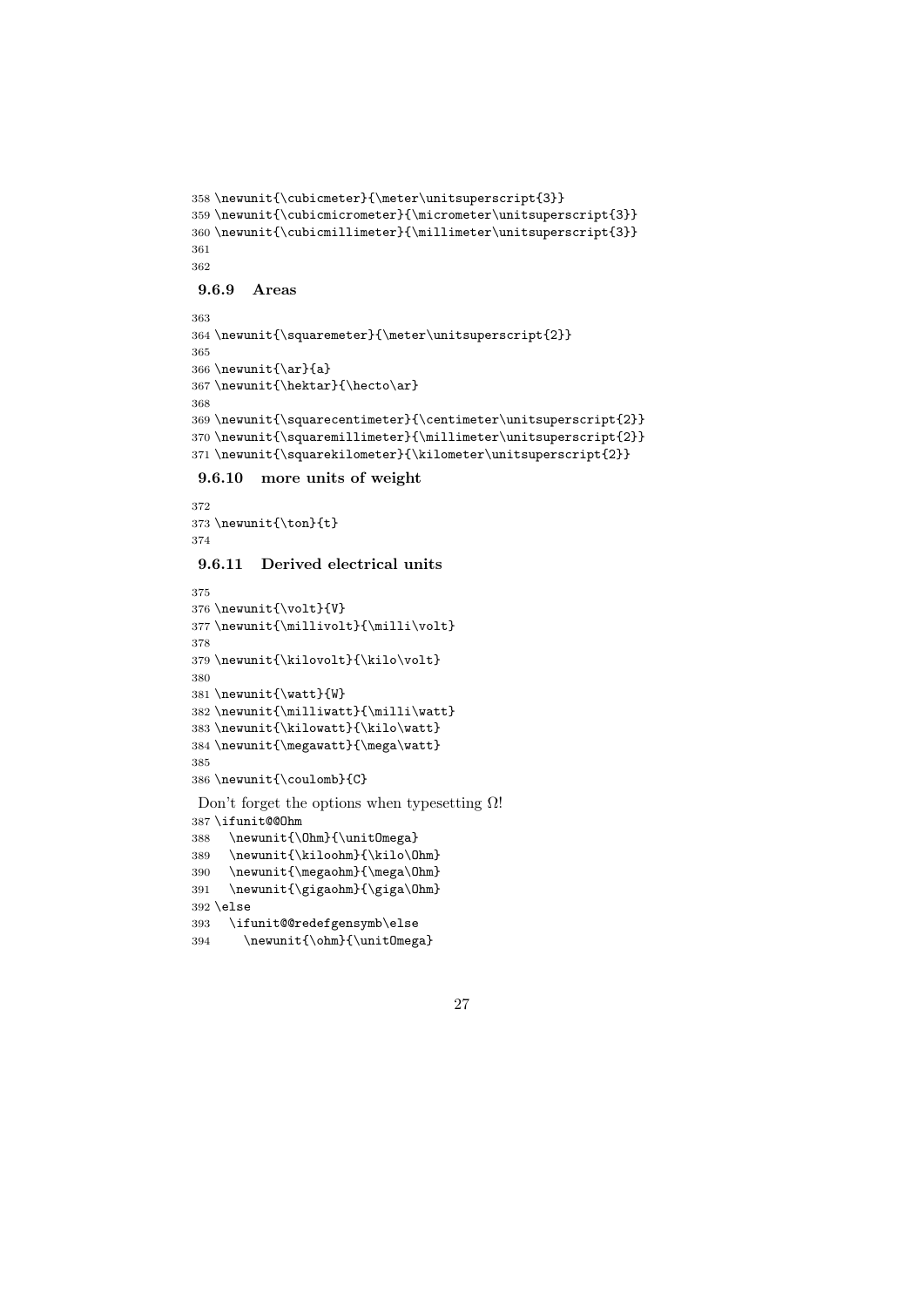```
358 \newunit{\cubicmeter}{\meter\unitsuperscript{3}}
359 \newunit{\cubicmicrometer}{\micrometer\unitsuperscript{3}}
360 \newunit{\cubicmillimeter}{\millimeter\unitsuperscript{3}}
361
362
```

### 9.6.9 Areas

```
363
364 \newunit{\squaremeter}{\meter\unitsuperscript{2}}
365
366 \newunit{\ar}{a}
367 \newunit{\hektar}{\hecto\ar}
368
369 \newunit{\squarecentimeter}{\centimeter\unitsuperscript{2}}
370 \newunit{\squaremillimeter}{\millimeter\unitsuperscript{2}}
371 \newunit{\squarekilometer}{\kilometer\unitsuperscript{2}}
```

### 9.6.10 more units of weight

```
372
373 \newunit{\ton}{t}
374
```

### 9.6.11 Derived electrical units

```
375
376 \newunit{\volt}{V}
377 \newunit{\millivolt}{\milli\volt}
378
379 \newunit{\kilovolt}{\kilo\volt}
380
381 \newunit{\watt}{W}
382 \newunit{\milliwatt}{\milli\watt}
383 \newunit{\kilowatt}{\kilo\watt}
384 \newunit{\megawatt}{\mega\watt}
385
386 \newunit{\coulomb}{C}
```

Don't forget the options when typesetting $\Omega$!

```
387 \ifunit@@Ohm
388   \newunit{\Ohm}{\unitOmega}
389   \newunit{\kiloohm}{\kilo\Ohm}
390   \newunit{\megaohm}{\mega\Ohm}
391   \newunit{\gigaohm}{\giga\Ohm}
392 \else
393   \ifunit@@redefgensymb\else
394     \newunit{\ohm}{\unitOmega}
```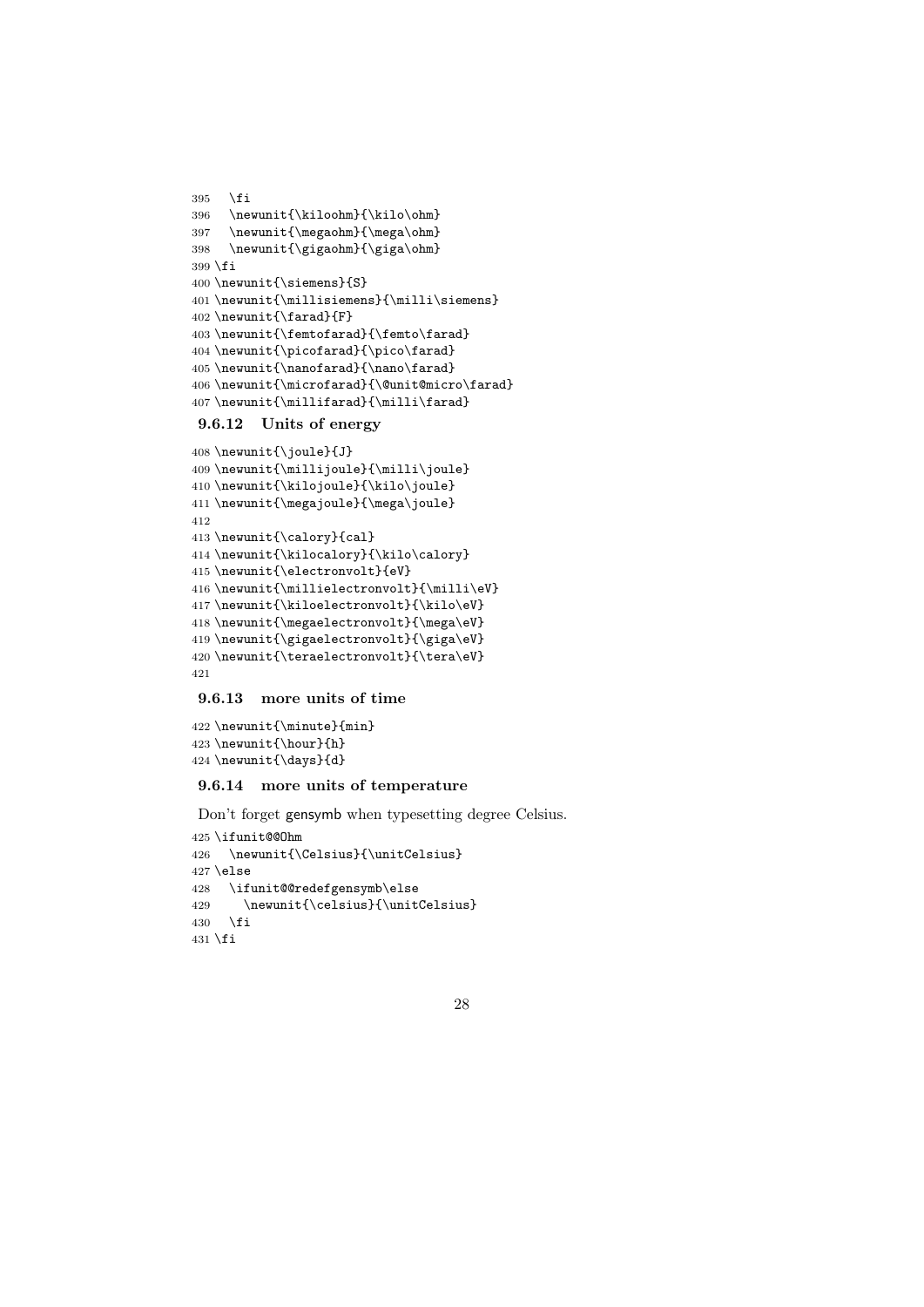```
395   \fi
396   \newunit{\kiloohm}{\kilo\ohm}
397   \newunit{\megaohm}{\mega\ohm}
398   \newunit{\gigaohm}{\giga\ohm}
399 \fi
400 \newunit{\siemens}{S}
401 \newunit{\millisiemens}{\milli\siemens}
402 \newunit{\farad}{F}
403 \newunit{\femtofarad}{\femto\farad}
404 \newunit{\picofarad}{\pico\farad}
405 \newunit{\nanofarad}{\nano\farad}
406 \newunit{\microfarad}{\@unit@micro\farad}
407 \newunit{\millifarad}{\milli\farad}
```

### 9.6.12 Units of energy

```
408 \newunit{\joule}{J}
409 \newunit{\millijoule}{\milli\joule}
410 \newunit{\kilojoule}{\kilo\joule}
411 \newunit{\megajoule}{\mega\joule}
412
413 \newunit{\calory}{cal}
414 \newunit{\kilocalory}{\kilo\calory}
415 \newunit{\electronvolt}{eV}
416 \newunit{\millielectronvolt}{\milli\eV}
417 \newunit{\kiloelectronvolt}{\kilo\eV}
418 \newunit{\megaelectronvolt}{\mega\eV}
419 \newunit{\gigaelectronvolt}{\giga\eV}
420 \newunit{\teraelectronvolt}{\tera\eV}
421
```

### 9.6.13 more units of time

```
422 \newunit{\minute}{min}
423 \newunit{\hour}{h}
424 \newunit{\days}{d}
```

### 9.6.14 more units of temperature

Don't forget gensymb when typesetting degree Celsius.

```
425 \ifunit@@Ohm
426   \newunit{\Celsius}{\unitCelsius}
427 \else
428   \ifunit@@redefgensymb\else
429     \newunit{\celsius}{\unitCelsius}
430   \fi
431 \fi
```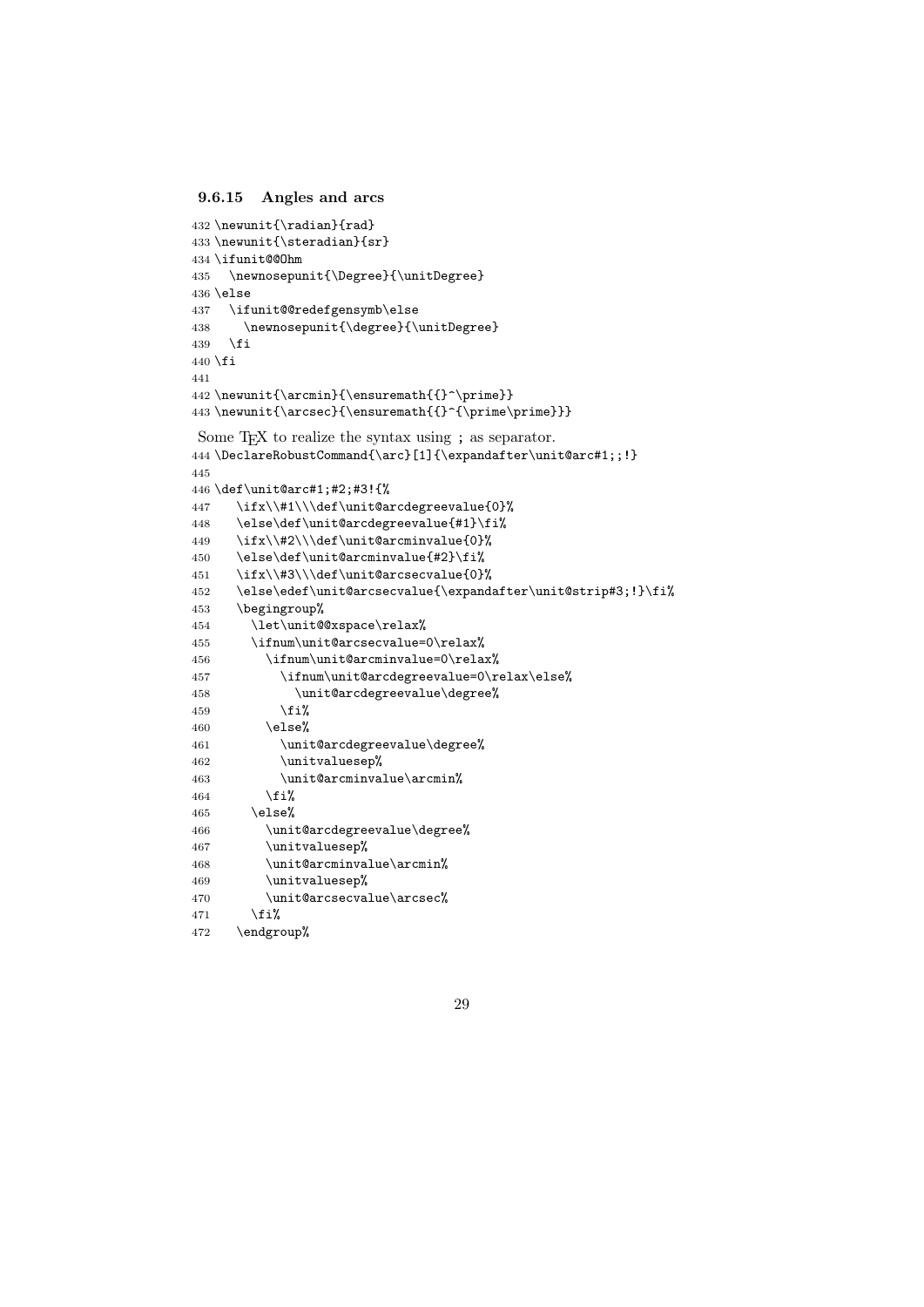### 9.6.15 Angles and arcs

```
432 \newunit{\radian}{rad}
433 \newunit{\steradian}{sr}
434 \ifunit@@Ohm
435   \newnosepunit{\Degree}{\unitDegree}
436 \else
437   \ifunit@@redefgensymb\else
438     \newnosepunit{\degree}{\unitDegree}
439   \fi
440 \fi
441
442 \newunit{\arcmin}{\ensuremath{{}^\prime}}
443 \newunit{\arcsec}{\ensuremath{{}^{\prime\prime}}}
```

Some TEX to realize the syntax using ; as separator.

```
444 \DeclareRobustCommand{\arc}[1]{\expandafter\unit@arc#1;;!}
445
446 \def\unit@arc#1;#2;#3!{%
447    \ifx\\#1\\\def\unit@arcdegreevalue{0}%
448    \else\def\unit@arcdegreevalue{#1}\fi%
449    \ifx\\#2\\\def\unit@arcminvalue{0}%
450    \else\def\unit@arcminvalue{#2}\fi%
451    \ifx\\#3\\\def\unit@arcsecvalue{0}%
452    \else\edef\unit@arcsecvalue{\expandafter\unit@strip#3;!}\fi%
453    \begingroup%
454      \let\unit@@xspace\relax%
455      \ifnum\unit@arcsecvalue=0\relax%
456        \ifnum\unit@arcminvalue=0\relax%
457          \ifnum\unit@arcdegreevalue=0\relax\else%
458            \unit@arcdegreevalue\degree%
459          \fi%
460        \else%
461          \unit@arcdegreevalue\degree%
462          \unitvaluesep%
463          \unit@arcminvalue\arcmin%
464        \fi%
465      \else%
466        \unit@arcdegreevalue\degree%
467        \unitvaluesep%
468        \unit@arcminvalue\arcmin%
469        \unitvaluesep%
470        \unit@arcsecvalue\arcsec%
471      \fi%
472    \endgroup%
```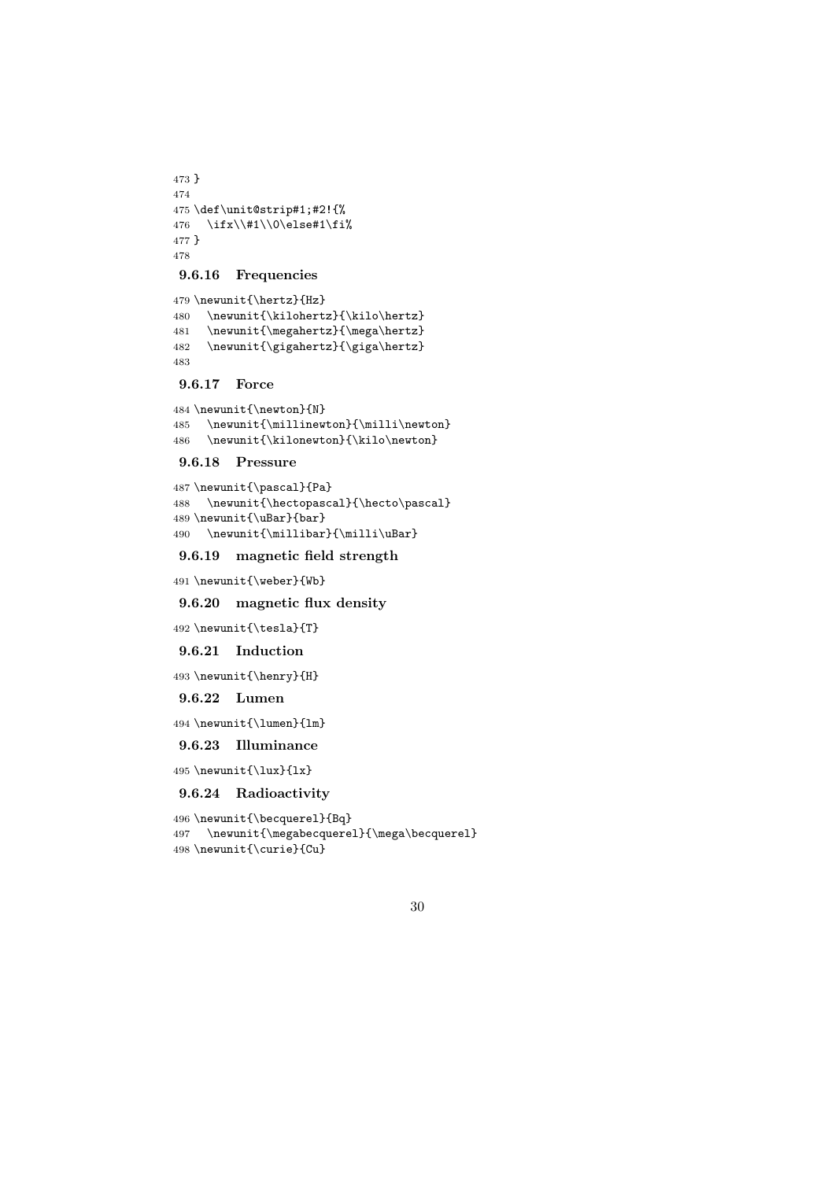```
473 }
474
475 \def\unit@strip#1;#2!{%
476   \ifx\\#1\\0\else#1\fi%
477 }
478
```

### 9.6.16 Frequencies

```
479 \newunit{\hertz}{Hz}
480   \newunit{\kilohertz}{\kilo\hertz}
481   \newunit{\megahertz}{\mega\hertz}
482   \newunit{\gigahertz}{\giga\hertz}
483
```

### 9.6.17 Force

```
484 \newunit{\newton}{N}
485   \newunit{\millinewton}{\milli\newton}
486   \newunit{\kilonewton}{\kilo\newton}
```

### 9.6.18 Pressure

```
487 \newunit{\pascal}{Pa}
488   \newunit{\hectopascal}{\hecto\pascal}
489 \newunit{\uBar}{bar}
490   \newunit{\millibar}{\milli\uBar}
```

### 9.6.19 magnetic field strength

```
491 \newunit{\weber}{Wb}
```

### 9.6.20 magnetic flux density

```
492 \newunit{\tesla}{T}
```

### 9.6.21 Induction

```
493 \newunit{\henry}{H}
```

### 9.6.22 Lumen

```
494 \newunit{\lumen}{lm}
```

### 9.6.23 Illuminance

```
495 \newunit{\lux}{lx}
```

### 9.6.24 Radioactivity

```
496 \newunit{\becquerel}{Bq}
497   \newunit{\megabecquerel}{\mega\becquerel}
498 \newunit{\curie}{Cu}
```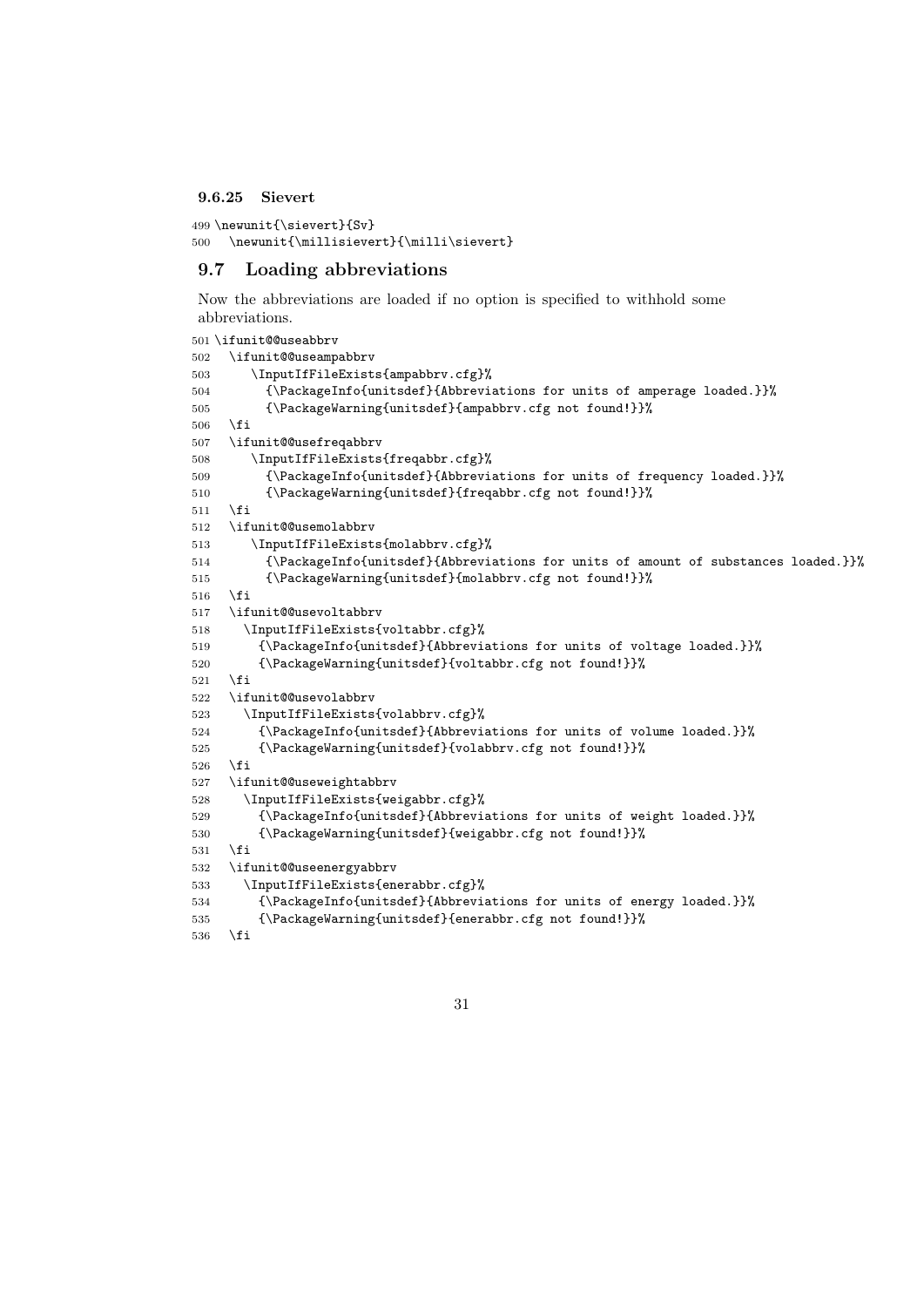#### 9.6.25 Sievert

```
499 \newunit{\sievert}{Sv}
500   \newunit{\millisievert}{\milli\sievert}
```

### 9.7 Loading abbreviations

Now the abbreviations are loaded if no option is specified to withhold some abbreviations.

```
501 \ifunit@@useabbrv
502   \ifunit@@useampabbrv
503       \InputIfFileExists{ampabbrv.cfg}%
504         {\PackageInfo{unitsdef}{Abbreviations for units of amperage loaded.}}%
505         {\PackageWarning{unitsdef}{ampabbrv.cfg not found!}}%
506   \fi
507   \ifunit@@usefreqabbrv
508       \InputIfFileExists{freqabbr.cfg}%
509         {\PackageInfo{unitsdef}{Abbreviations for units of frequency loaded.}}%
510         {\PackageWarning{unitsdef}{freqabbr.cfg not found!}}%
511   \fi
512   \ifunit@@usemolabbrv
513       \InputIfFileExists{molabbrv.cfg}%
514         {\PackageInfo{unitsdef}{Abbreviations for units of amount of substances loaded.}}%
515         {\PackageWarning{unitsdef}{molabbrv.cfg not found!}}%
516   \fi
517   \ifunit@@usevoltabbrv
518     \InputIfFileExists{voltabbr.cfg}%
519       {\PackageInfo{unitsdef}{Abbreviations for units of voltage loaded.}}%
520       {\PackageWarning{unitsdef}{voltabbr.cfg not found!}}%
521   \fi
522   \ifunit@@usevolabbrv
523     \InputIfFileExists{volabbrv.cfg}%
524       {\PackageInfo{unitsdef}{Abbreviations for units of volume loaded.}}%
525       {\PackageWarning{unitsdef}{volabbrv.cfg not found!}}%
526   \fi
527   \ifunit@@useweightabbrv
528     \InputIfFileExists{weigabbr.cfg}%
529       {\PackageInfo{unitsdef}{Abbreviations for units of weight loaded.}}%
530       {\PackageWarning{unitsdef}{weigabbr.cfg not found!}}%
531   \fi
532   \ifunit@@useenergyabbrv
533     \InputIfFileExists{enerabbr.cfg}%
534       {\PackageInfo{unitsdef}{Abbreviations for units of energy loaded.}}%
535       {\PackageWarning{unitsdef}{enerabbr.cfg not found!}}%
536   \fi
```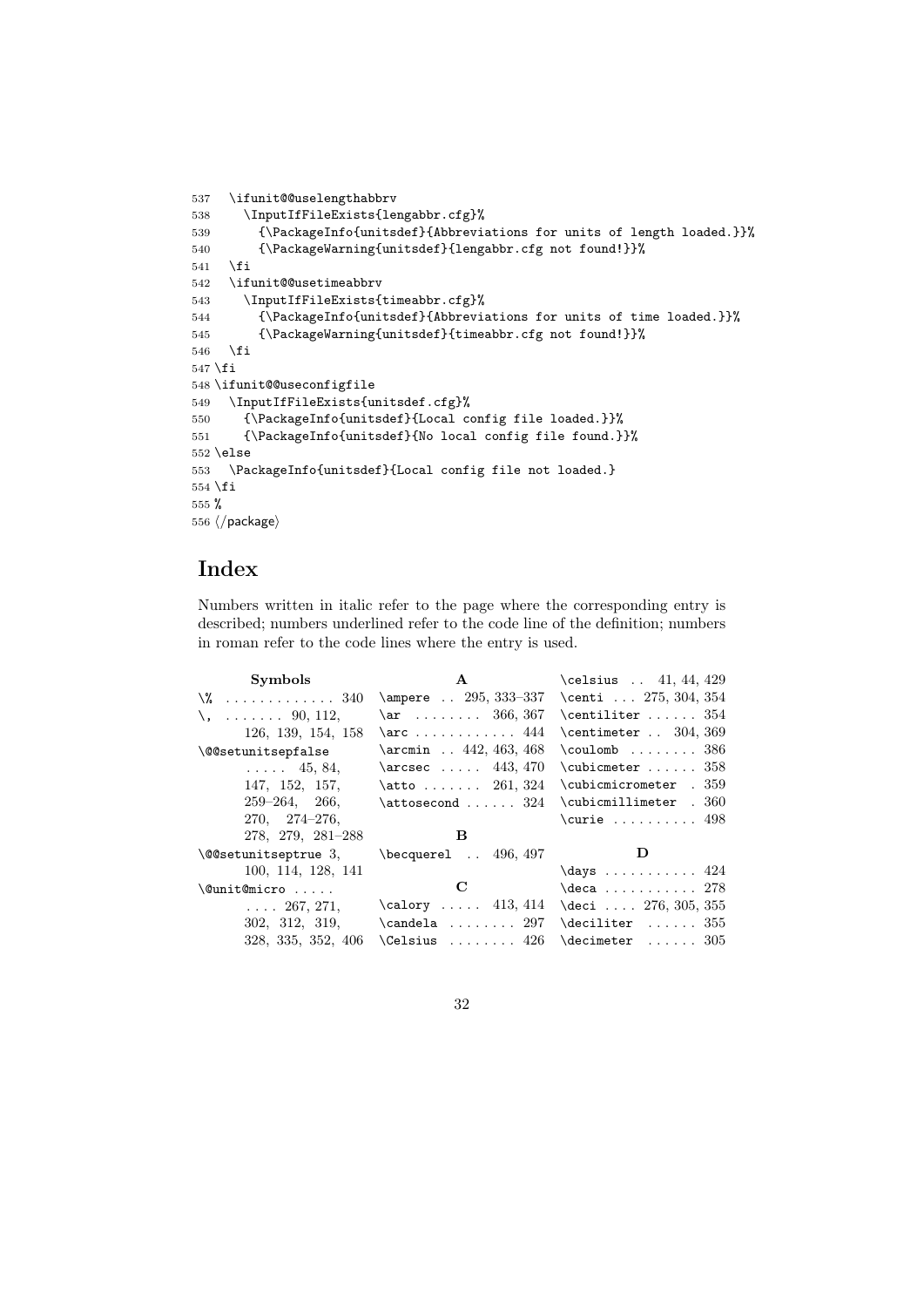```
537   \ifunit@@uselengthabbrv
538     \InputIfFileExists{lengabbr.cfg}%
539       {\PackageInfo{unitsdef}{Abbreviations for units of length loaded.}}%
540       {\PackageWarning{unitsdef}{lengabbr.cfg not found!}}%
541   \fi
542   \ifunit@@usetimeabbrv
543     \InputIfFileExists{timeabbr.cfg}%
544       {\PackageInfo{unitsdef}{Abbreviations for units of time loaded.}}%
545       {\PackageWarning{unitsdef}{timeabbr.cfg not found!}}%
546   \fi
547 \fi
548 \ifunit@@useconfigfile
549   \InputIfFileExists{unitsdef.cfg}%
550     {\PackageInfo{unitsdef}{Local config file loaded.}}%
551     {\PackageInfo{unitsdef}{No local config file found.}}%
552 \else
553   \PackageInfo{unitsdef}{Local config file not loaded.}
554 \fi
555 %
556 ⟨/package⟩
```

# Index

Numbers written in italic refer to the page where the corresponding entry is described; numbers underlined refer to the code line of the definition; numbers in roman refer to the code lines where the entry is used.

**Symbols**

- `\%` . . . . . . . . . . . . 340
- `\,` . . . . . . . 90, 112, 126, 139, 154, 158
- `\@@setunitsepfalse` . . . . . 45, 84, 147, 152, 157, 259–264, 266, 270, 274–276, 278, 279, 281–288
- `\@@setunitseptrue` 3, 100, 114, 128, 141
- `\@unit@micro` . . . . . . . . . 267, 271, 302, 312, 319, 328, 335, 352, 406

**A**

- `\ampere` . . 295, 333–337
- `\ar` . . . . . . . . 366, 367
- `\arc` . . . . . . . . . . . 444
- `\arcmin` . . 442, 463, 468
- `\arcsec` . . . . . 443, 470
- `\atto` . . . . . . . 261, 324
- `\attosecond` . . . . . . 324

**B**

- `\becquerel` . . 496, 497

**C**

- `\calory` . . . . . 413, 414
- `\candela` . . . . . . . . 297
- `\Celsius` . . . . . . . . 426
- `\celsius` . . 41, 44, 429
- `\centi` . . . 275, 304, 354
- `\centiliter` . . . . . . 354
- `\centimeter` . . 304, 369
- `\coulomb` . . . . . . . . 386
- `\cubicmeter` . . . . . . 358
- `\cubicmicrometer` . 359
- `\cubicmillimeter` . 360
- `\curie` . . . . . . . . . . 498

**D**

- `\days` . . . . . . . . . . . 424
- `\deca` . . . . . . . . . . . 278
- `\deci` . . . . 276, 305, 355
- `\deciliter` . . . . . . 355
- `\decimeter` . . . . . . 305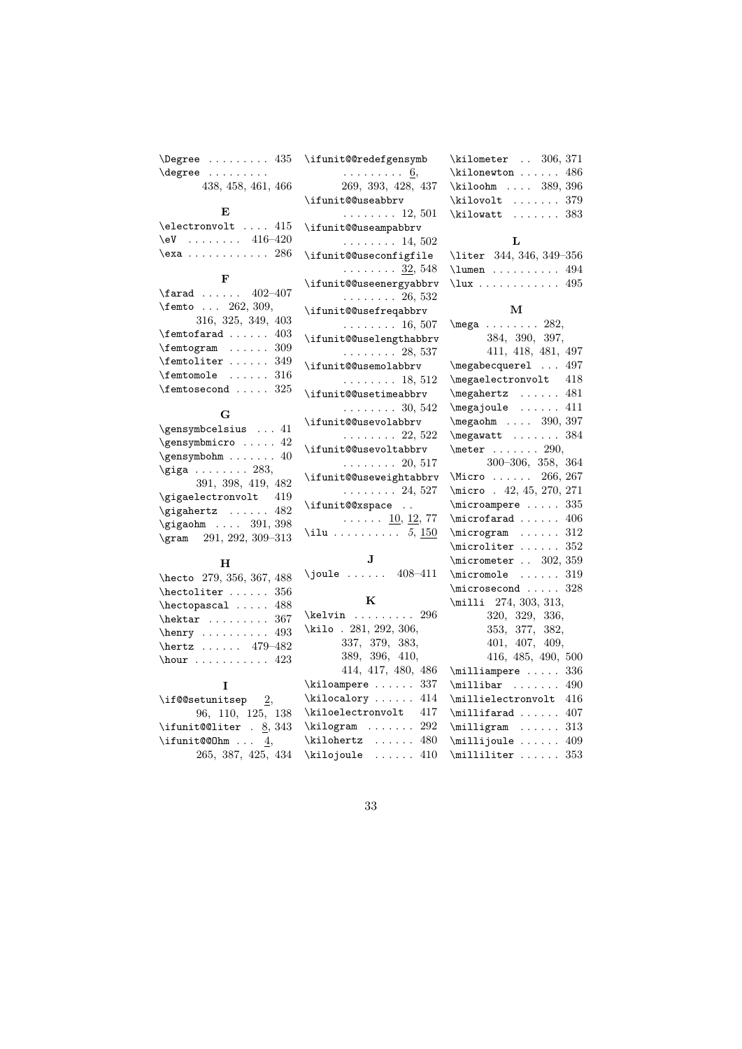\Degree . . . . . . . . . 435
\degree . . . . . . . . . 438, 458, 461, 466

**E**

\electronvolt . . . . 415
\eV . . . . . . . . 416–420
\exa . . . . . . . . . . . . 286

**F**

\farad . . . . . . 402–407
\femto . . . 262, 309, 316, 325, 349, 403
\femtofarad . . . . . . 403
\femtogram . . . . . . 309
\femtoliter . . . . . . 349
\femtomole . . . . . . 316
\femtosecond . . . . . 325

**G**

\gensymbcelsius . . . 41
\gensymbmicro . . . . . 42
\gensymbohm . . . . . . . 40
\giga . . . . . . . . 283, 391, 398, 419, 482
\gigaelectronvolt 419
\gigahertz . . . . . . 482
\gigaohm . . . . 391, 398
\gram 291, 292, 309–313

**H**

\hecto 279, 356, 367, 488
\hectoliter . . . . . . 356
\hectopascal . . . . . 488
\hektar . . . . . . . . . 367
\henry . . . . . . . . . . 493
\hertz . . . . . . 479–482
\hour . . . . . . . . . . . 423

**I**

\if@@setunitsep 2, 96, 110, 125, 138
\ifunit@@liter . 8, 343
\ifunit@@Ohm . . . 4, 265, 387, 425, 434
\ifunit@@redefgensymb . . . . . . . . . 6, 269, 393, 428, 437
\ifunit@@useabbrv . . . . . . . . 12, 501
\ifunit@@useampabbrv . . . . . . . . 14, 502
\ifunit@@useconfigfile . . . . . . . . 32, 548
\ifunit@@useenergyabbrv . . . . . . . . 26, 532
\ifunit@@usefreqabbrv . . . . . . . . 16, 507
\ifunit@@uselengthabbrv . . . . . . . . 28, 537
\ifunit@@usemolabbrv . . . . . . . . 18, 512
\ifunit@@usetimeabbrv . . . . . . . . 30, 542
\ifunit@@usevolabbrv . . . . . . . . 22, 522
\ifunit@@usevoltabbrv . . . . . . . . 20, 517
\ifunit@@useweightabbrv . . . . . . . . 24, 527
\ifunit@@xspace . . . . . . . . 10, 12, 77
\ilu . . . . . . . . . . *5*, 150

**J**

\joule . . . . . . 408–411

**K**

\kelvin . . . . . . . . . 296
\kilo . 281, 292, 306, 337, 379, 383, 389, 396, 410, 414, 417, 480, 486
\kiloampere . . . . . . 337
\kilocalory . . . . . . 414
\kiloelectronvolt 417
\kilogram . . . . . . . 292
\kilohertz . . . . . . 480
\kilojoule . . . . . . 410
\kilometer . . 306, 371
\kilonewton . . . . . . 486
\kiloohm . . . . 389, 396
\kilovolt . . . . . . . 379
\kilowatt . . . . . . . 383

**L**

\liter 344, 346, 349–356
\lumen . . . . . . . . . . 494
\lux . . . . . . . . . . . . 495

**M**

\mega . . . . . . . . 282, 384, 390, 397, 411, 418, 481, 497
\megabecquerel . . . 497
\megaelectronvolt 418
\megahertz . . . . . . 481
\megajoule . . . . . . 411
\megaohm . . . . 390, 397
\megawatt . . . . . . . 384
\meter . . . . . . . 290, 300–306, 358, 364
\Micro . . . . . . 266, 267
\micro . 42, 45, 270, 271
\microampere . . . . . 335
\microfarad . . . . . . 406
\microgram . . . . . . 312
\microliter . . . . . . 352
\micrometer . . 302, 359
\micromole . . . . . . 319
\microsecond . . . . . 328
\milli 274, 303, 313, 320, 329, 336, 353, 377, 382, 401, 407, 409, 416, 485, 490, 500
\milliampere . . . . . 336
\millibar . . . . . . . 490
\millielectronvolt 416
\millifarad . . . . . . 407
\milligram . . . . . . 313
\millijoule . . . . . . 409
\milliliter . . . . . . 353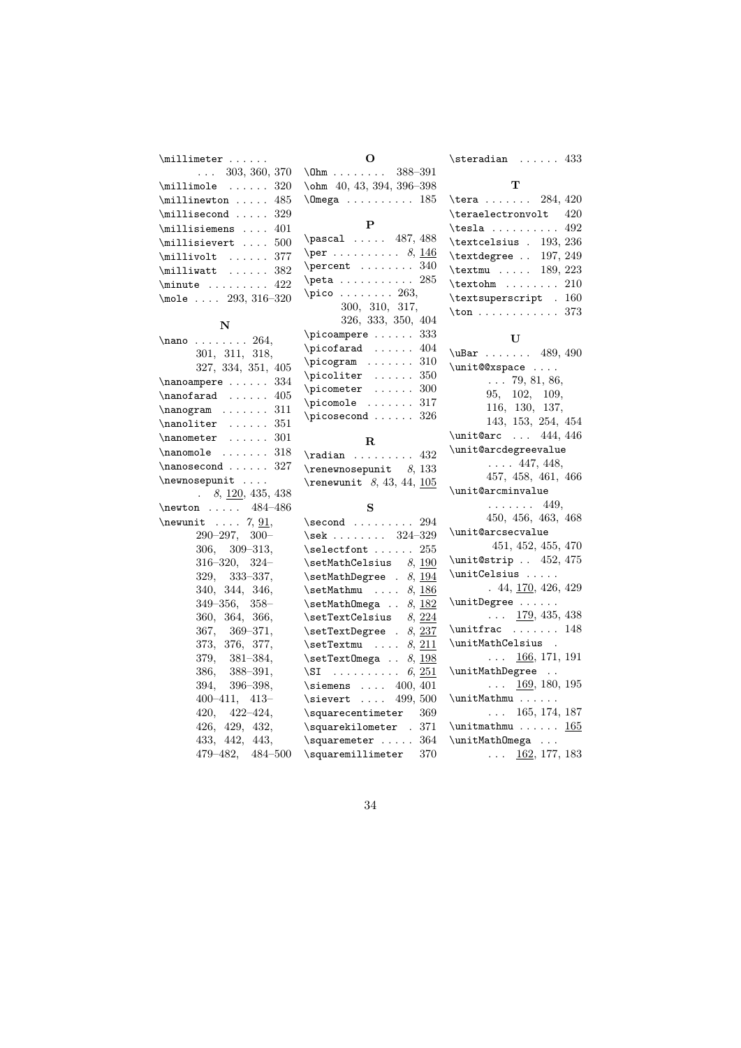\millimeter . . . . . . 303, 360, 370
\millimole . . . . . . 320
\millinewton . . . . . 485
\millisecond . . . . . 329
\millisiemens . . . . 401
\millisievert . . . . 500
\millivolt . . . . . . 377
\milliwatt . . . . . . 382
\minute . . . . . . . . . 422
\mole . . . . 293, 316–320

**N**

\nano . . . . . . . . 264, 301, 311, 318, 327, 334, 351, 405
\nanoampere . . . . . . 334
\nanofarad . . . . . . 405
\nanogram . . . . . . . 311
\nanoliter . . . . . . 351
\nanometer . . . . . . 301
\nanomole . . . . . . . 318
\nanosecond . . . . . . 327
\newnosepunit . . . . *8*, 120, 435, 438
\newton . . . . . 484–486
\newunit . . . . 7, 91, 290–297, 300–306, 309–313, 316–320, 324–329, 333–337, 340, 344, 346, 349–356, 358–360, 364, 366, 367, 369–371, 373, 376, 377, 379, 381–384, 386, 388–391, 394, 396–398, 400–411, 413–420, 422–424, 426, 429, 432, 433, 442, 443, 479–482, 484–500

**O**

\Ohm . . . . . . . . 388–391
\ohm 40, 43, 394, 396–398
\Omega . . . . . . . . . . 185

**P**

\pascal . . . . . 487, 488
\per . . . . . . . . . . *8*, 146
\percent . . . . . . . . 340
\peta . . . . . . . . . . . 285
\pico . . . . . . . . 263, 300, 310, 317, 326, 333, 350, 404
\picoampere . . . . . . 333
\picofarad . . . . . . 404
\picogram . . . . . . . 310
\picoliter . . . . . . 350
\picometer . . . . . . 300
\picomole . . . . . . . 317
\picosecond . . . . . . 326

**R**

\radian . . . . . . . . . 432
\renewnosepunit *8*, 133
\renewunit *8*, 43, 44, 105

**S**

\second . . . . . . . . . 294
\sek . . . . . . . . 324–329
\selectfont . . . . . . 255
\setMathCelsius *8*, 190
\setMathDegree . *8*, 194
\setMathmu . . . . *8*, 186
\setMathOmega . . *8*, 182
\setTextCelsius *8*, 224
\setTextDegree . *8*, 237
\setTextmu . . . . *8*, 211
\setTextOmega . . *8*, 198
\SI . . . . . . . . . . *6*, 251
\siemens . . . . 400, 401
\sievert . . . . 499, 500
\squarecentimeter 369
\squarekilometer . 371
\squaremeter . . . . . 364
\squaremillimeter 370
\steradian . . . . . . 433

**T**

\tera . . . . . . . 284, 420
\teraelectronvolt 420
\tesla . . . . . . . . . . 492
\textcelsius . 193, 236
\textdegree . . 197, 249
\textmu . . . . . 189, 223
\textohm . . . . . . . . 210
\textsuperscript . 160
\ton . . . . . . . . . . . . 373

**U**

\uBar . . . . . . . 489, 490
\unit@@xspace . . . . 79, 81, 86, 95, 102, 109, 116, 130, 137, 143, 153, 254, 454
\unit@arc . . . 444, 446
\unit@arcdegreevalue . . . . 447, 448, 457, 458, 461, 466
\unit@arcminvalue . . . . . . . 449, 450, 456, 463, 468
\unit@arcsecvalue 451, 452, 455, 470
\unit@strip . . 452, 475
\unitCelsius . . . . . . 44, 170, 426, 429
\unitDegree . . . . . . 179, 435, 438
\unitfrac . . . . . . . 148
\unitMathCelsius . . . . 166, 171, 191
\unitMathDegree . . . . . 169, 180, 195
\unitMathmu . . . . . . 165, 174, 187
\unitmathmu . . . . . . 165
\unitMathOmega . . . . . . 162, 177, 183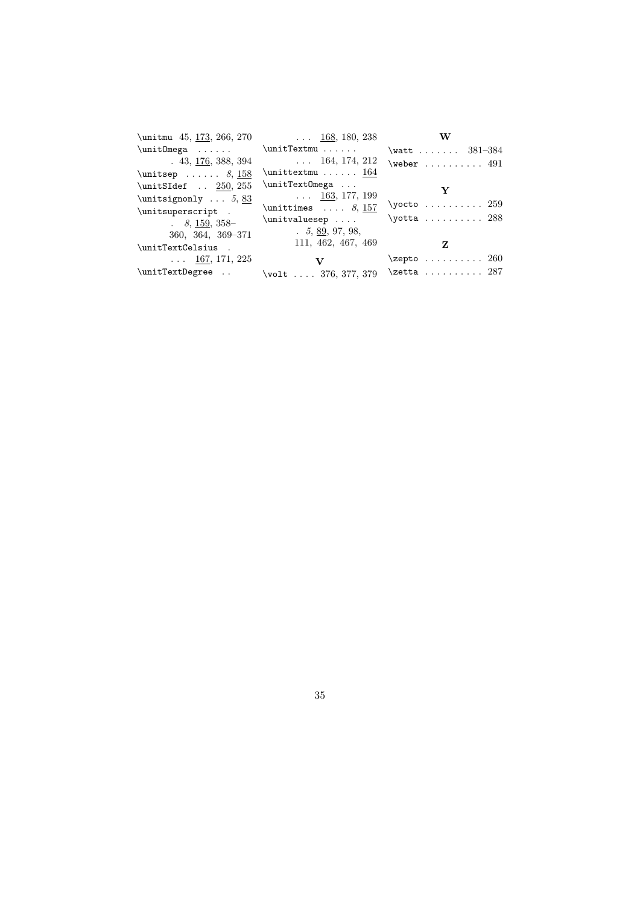\unitmu 45, <u>173</u>, 266, 270
\unitOmega . . . . . . . 43, <u>176</u>, 388, 394
\unitsep . . . . . . *8*, <u>158</u>
\unitSIdef . . <u>250</u>, 255
\unitsignonly . . . *5*, <u>83</u>
\unitsuperscript . . *8*, <u>159</u>, 358–360, 364, 369–371
\unitTextCelsius . . . . . <u>167</u>, 171, 225
\unitTextDegree . . . . . <u>168</u>, 180, 238
\unitTextmu . . . . . . . . . 164, 174, 212
\unittextmu . . . . . . <u>164</u>
\unitTextOmega . . . . . . <u>163</u>, 177, 199
\unittimes . . . . *8*, <u>157</u>
\unitvaluesep . . . . . *5*, <u>89</u>, 97, 98, 111, 462, 467, 469

**V**

\volt . . . . 376, 377, 379

**W**

\watt . . . . . . . 381–384
\weber . . . . . . . . . . 491

**Y**

\yocto . . . . . . . . . . 259
\yotta . . . . . . . . . . 288

**Z**

\zepto . . . . . . . . . . 260
\zetta . . . . . . . . . . 287